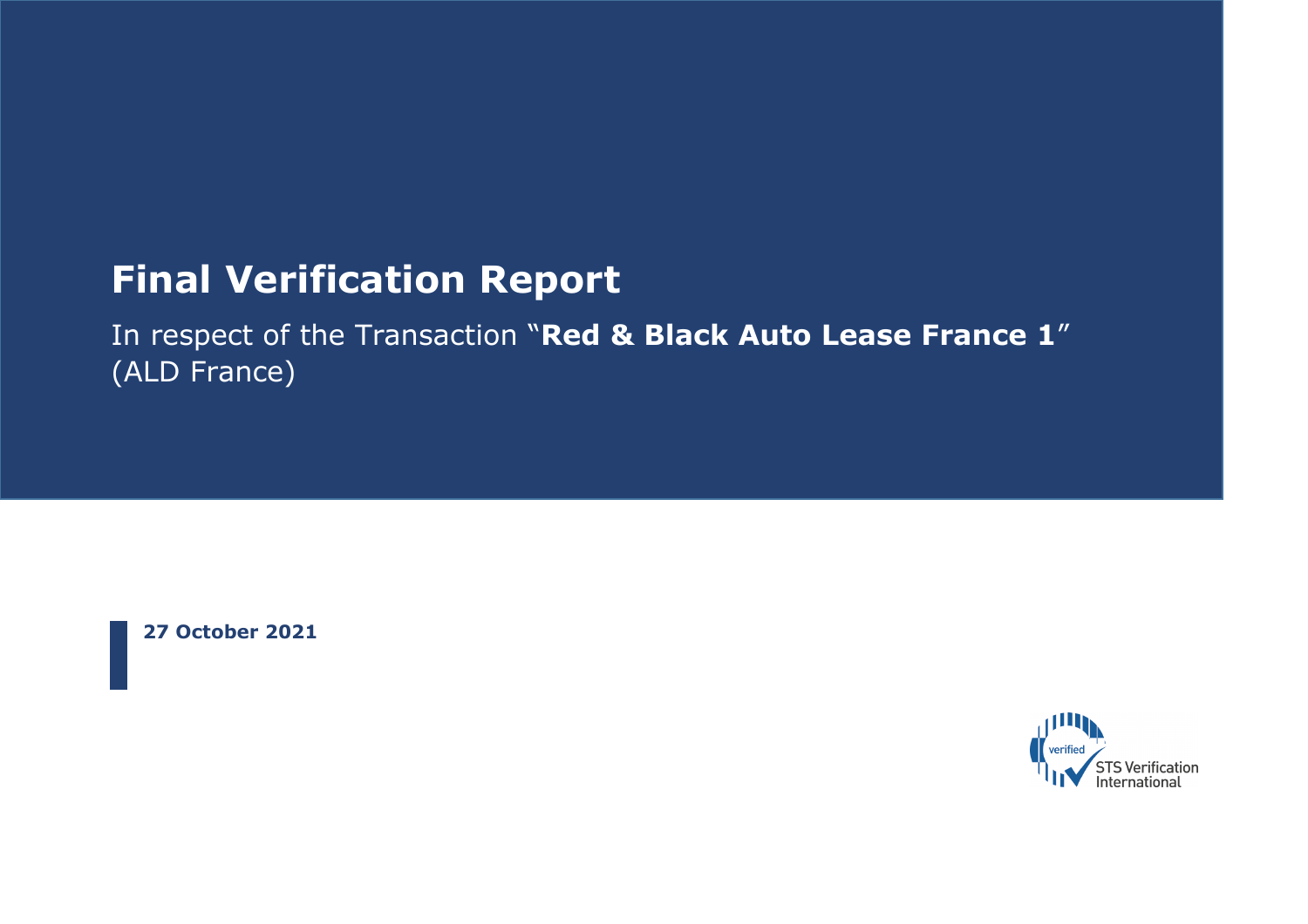# Final Verification Report

In respect of the Transaction "**Red & Black Auto Lease France 1**" (ALD France)

**27 October 2021**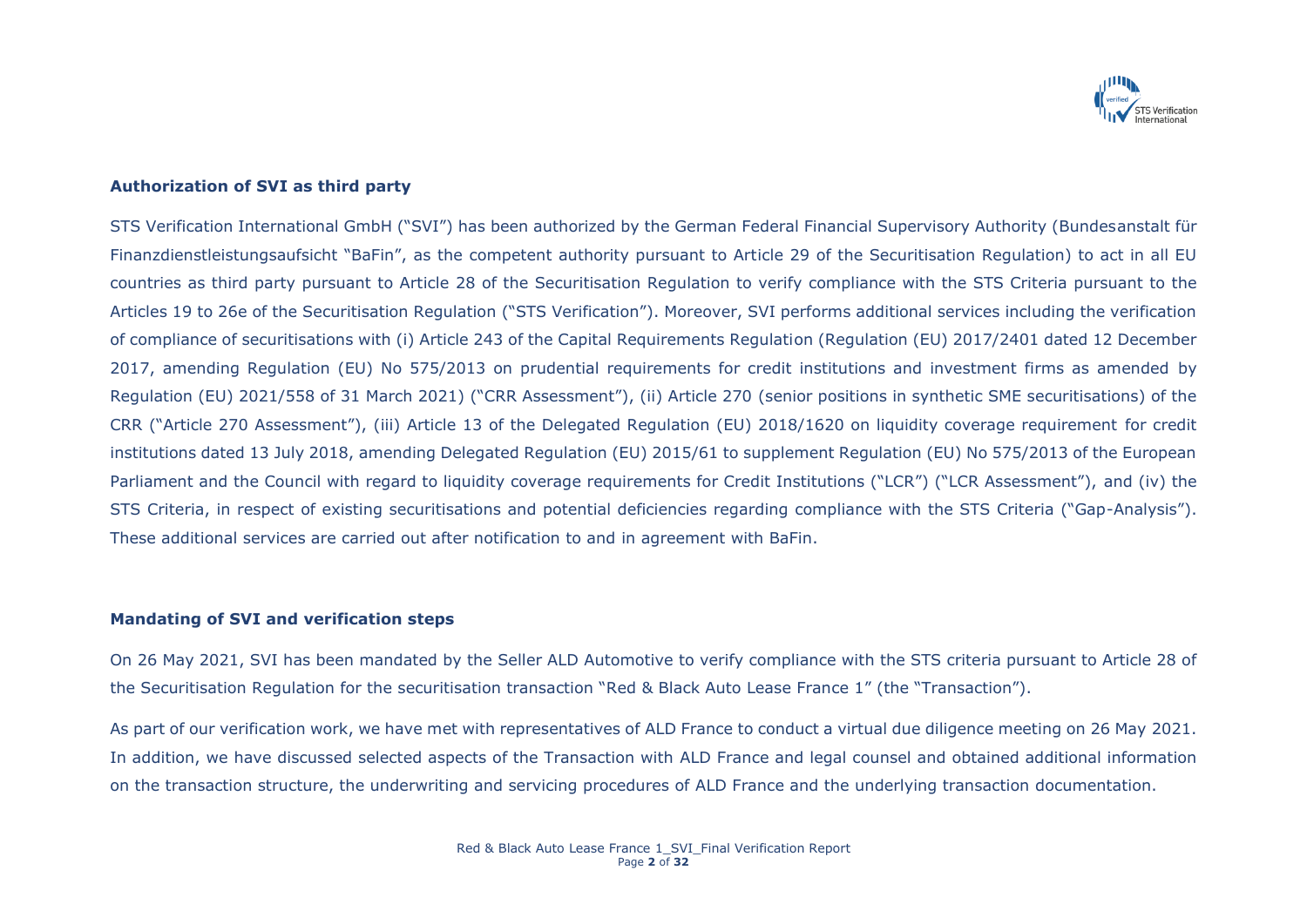### Authorization of SVI as third party

STS Verification International GmbH ("SVI") has been authorized by the German Federal Financial Supervisory Authority (Bundesanstalt für Finanzdienstleistungsaufsicht "BaFin", as the competent authority pursuant to Article 29 of the Securitisation Regulation) to act in all EU countries as third party pursuant to Article 28 of the Securitisation Regulation to verify compliance with the STS Criteria pursuant to the Articles 19 to 26e of the Securitisation Regulation ("STS Verification"). Moreover, SVI performs additional services including the verification of compliance of securitisations with (i) Article 243 of the Capital Requirements Regulation (Regulation (EU) 2017/2401 dated 12 December 2017, amending Regulation (EU) No 575/2013 on prudential requirements for credit institutions and investment firms as amended by Regulation (EU) 2021/558 of 31 March 2021) ("CRR Assessment"), (ii) Article 270 (senior positions in synthetic SME securitisations) of the CRR ("Article 270 Assessment"), (iii) Article 13 of the Delegated Regulation (EU) 2018/1620 on liquidity coverage requirement for credit institutions dated 13 July 2018, amending Delegated Regulation (EU) 2015/61 to supplement Regulation (EU) No 575/2013 of the European Parliament and the Council with regard to liquidity coverage requirements for Credit Institutions ("LCR") ("LCR Assessment"), and (iv) the STS Criteria, in respect of existing securitisations and potential deficiencies regarding compliance with the STS Criteria ("Gap-Analysis"). These additional services are carried out after notification to and in agreement with BaFin.

### Mandating of SVI and verification steps

On 26 May 2021, SVI has been mandated by the Seller ALD Automotive to verify compliance with the STS criteria pursuant to Article 28 of the Securitisation Regulation for the securitisation transaction "Red & Black Auto Lease France 1" (the "Transaction").

As part of our verification work, we have met with representatives of ALD France to conduct a virtual due diligence meeting on 26 May 2021. In addition, we have discussed selected aspects of the Transaction with ALD France and legal counsel and obtained additional information on the transaction structure, the underwriting and servicing procedures of ALD France and the underlying transaction documentation.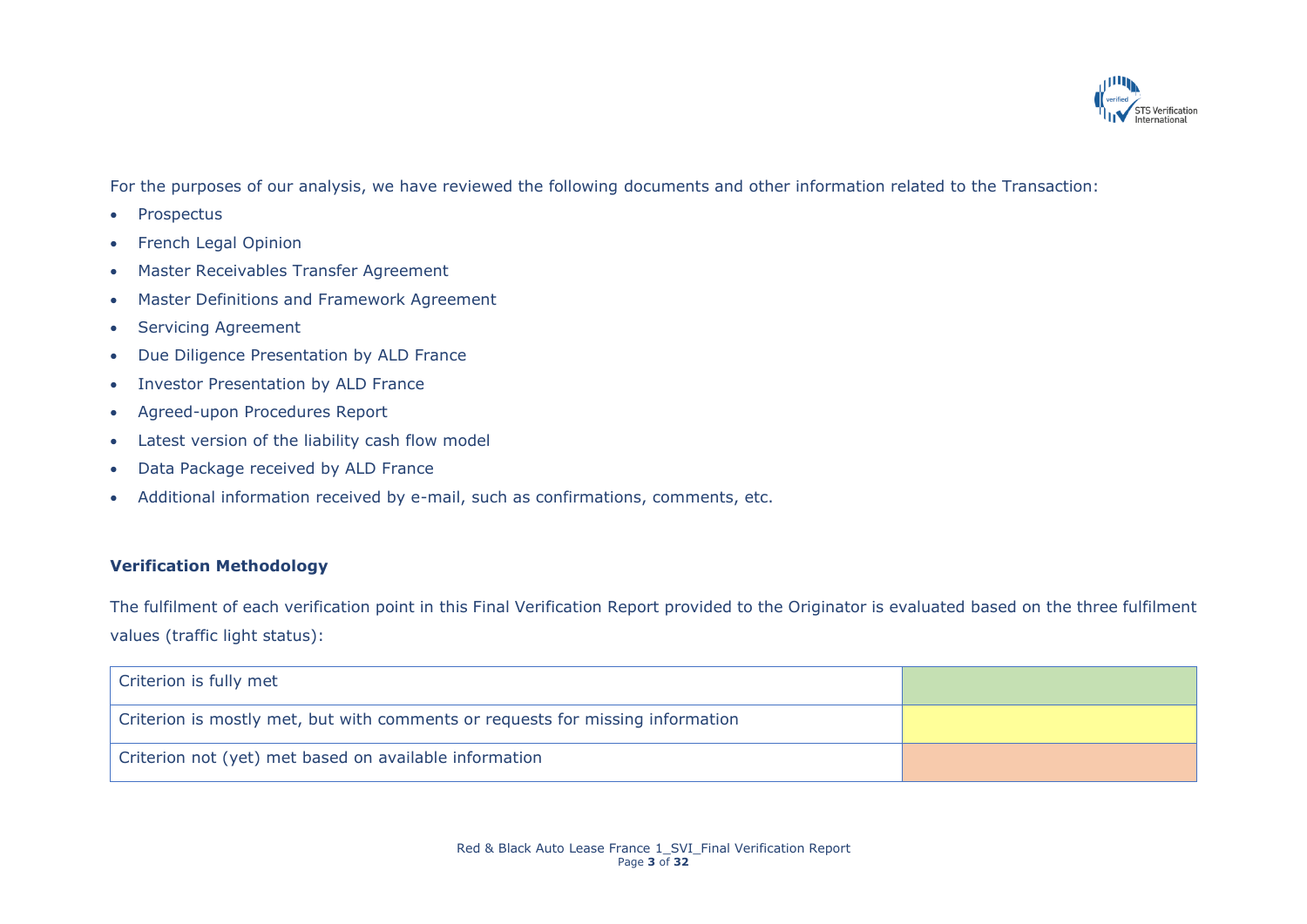For the purposes of our analysis, we have reviewed the following documents and other information related to the Transaction:

- Prospectus
- French Legal Opinion
- Master Receivables Transfer Agreement
- Master Definitions and Framework Agreement
- Servicing Agreement
- Due Diligence Presentation by ALD France
- Investor Presentation by ALD France
- Agreed-upon Procedures Report
- Latest version of the liability cash flow model
- Data Package received by ALD France
- Additional information received by e-mail, such as confirmations, comments, etc.

**Verification Methodology**

The fulfilment of each verification point in this Final Verification Report provided to the Originator is evaluated based on the three fulfilment values (traffic light status):

| | |
|---|---|
| Criterion is fully met | (green) |
| Criterion is mostly met, but with comments or requests for missing information | (yellow) |
| Criterion not (yet) met based on available information | (orange) |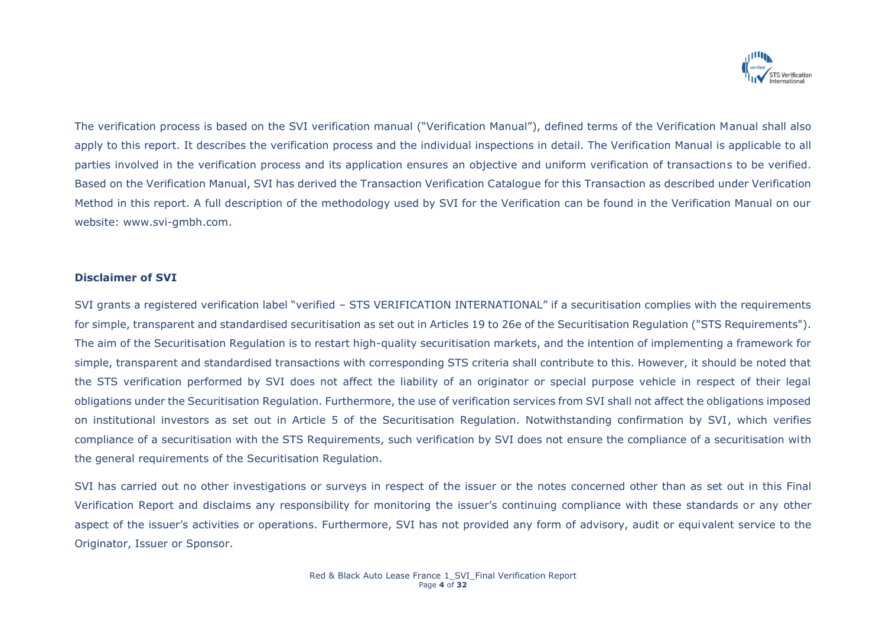The verification process is based on the SVI verification manual ("Verification Manual"), defined terms of the Verification Manual shall also apply to this report. It describes the verification process and the individual inspections in detail. The Verification Manual is applicable to all parties involved in the verification process and its application ensures an objective and uniform verification of transactions to be verified. Based on the Verification Manual, SVI has derived the Transaction Verification Catalogue for this Transaction as described under Verification Method in this report. A full description of the methodology used by SVI for the Verification can be found in the Verification Manual on our website: www.svi-gmbh.com.

## Disclaimer of SVI

SVI grants a registered verification label "verified – STS VERIFICATION INTERNATIONAL" if a securitisation complies with the requirements for simple, transparent and standardised securitisation as set out in Articles 19 to 26e of the Securitisation Regulation ("STS Requirements"). The aim of the Securitisation Regulation is to restart high-quality securitisation markets, and the intention of implementing a framework for simple, transparent and standardised transactions with corresponding STS criteria shall contribute to this. However, it should be noted that the STS verification performed by SVI does not affect the liability of an originator or special purpose vehicle in respect of their legal obligations under the Securitisation Regulation. Furthermore, the use of verification services from SVI shall not affect the obligations imposed on institutional investors as set out in Article 5 of the Securitisation Regulation. Notwithstanding confirmation by SVI, which verifies compliance of a securitisation with the STS Requirements, such verification by SVI does not ensure the compliance of a securitisation with the general requirements of the Securitisation Regulation.

SVI has carried out no other investigations or surveys in respect of the issuer or the notes concerned other than as set out in this Final Verification Report and disclaims any responsibility for monitoring the issuer's continuing compliance with these standards or any other aspect of the issuer's activities or operations. Furthermore, SVI has not provided any form of advisory, audit or equivalent service to the Originator, Issuer or Sponsor.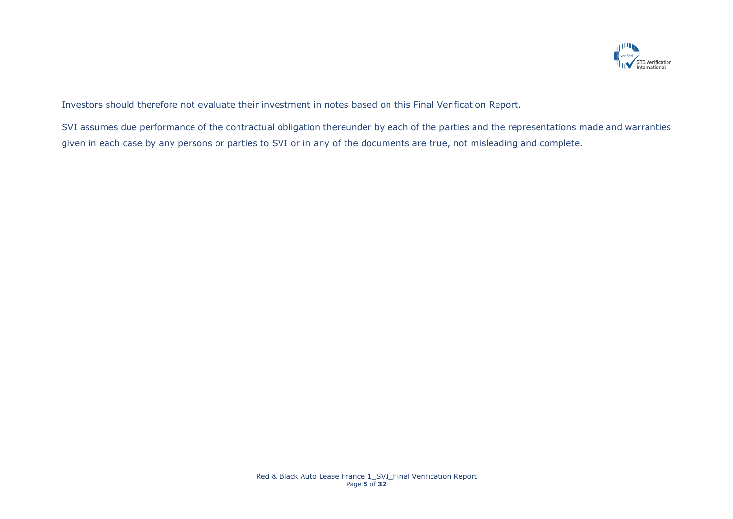Investors should therefore not evaluate their investment in notes based on this Final Verification Report.

SVI assumes due performance of the contractual obligation thereunder by each of the parties and the representations made and warranties given in each case by any persons or parties to SVI or in any of the documents are true, not misleading and complete.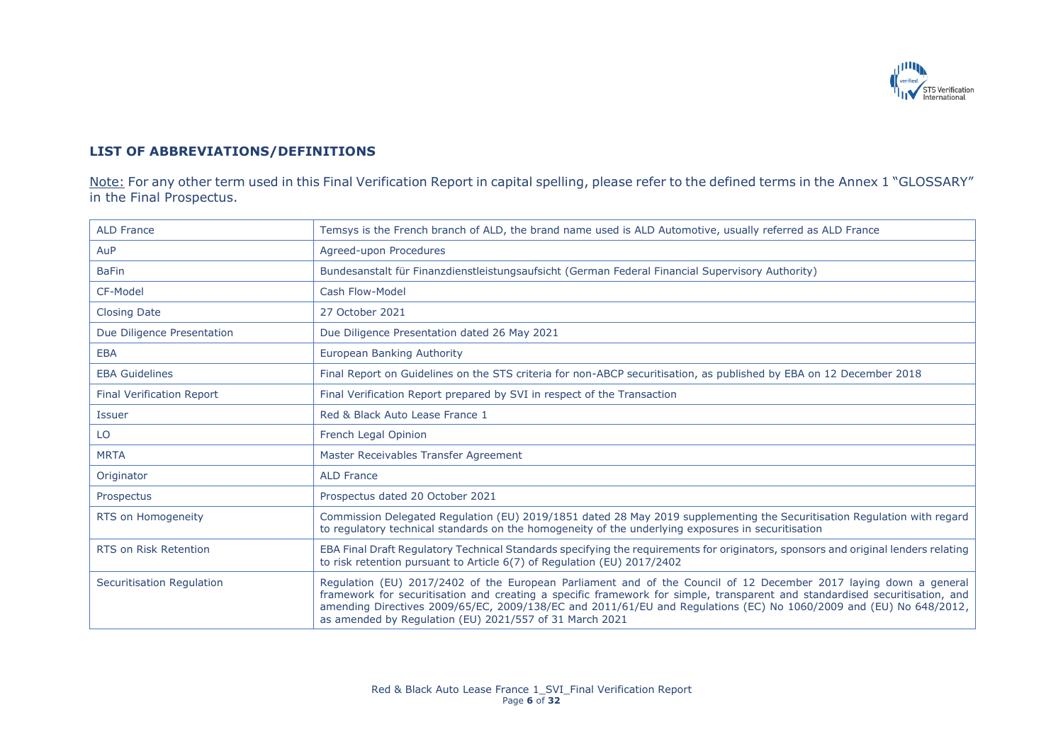## LIST OF ABBREVIATIONS/DEFINITIONS

Note: For any other term used in this Final Verification Report in capital spelling, please refer to the defined terms in the Annex 1 "GLOSSARY" in the Final Prospectus.

| | |
|---|---|
| ALD France | Temsys is the French branch of ALD, the brand name used is ALD Automotive, usually referred as ALD France |
| AuP | Agreed-upon Procedures |
| BaFin | Bundesanstalt für Finanzdienstleistungsaufsicht (German Federal Financial Supervisory Authority) |
| CF-Model | Cash Flow-Model |
| Closing Date | 27 October 2021 |
| Due Diligence Presentation | Due Diligence Presentation dated 26 May 2021 |
| EBA | European Banking Authority |
| EBA Guidelines | Final Report on Guidelines on the STS criteria for non-ABCP securitisation, as published by EBA on 12 December 2018 |
| Final Verification Report | Final Verification Report prepared by SVI in respect of the Transaction |
| Issuer | Red & Black Auto Lease France 1 |
| LO | French Legal Opinion |
| MRTA | Master Receivables Transfer Agreement |
| Originator | ALD France |
| Prospectus | Prospectus dated 20 October 2021 |
| RTS on Homogeneity | Commission Delegated Regulation (EU) 2019/1851 dated 28 May 2019 supplementing the Securitisation Regulation with regard to regulatory technical standards on the homogeneity of the underlying exposures in securitisation |
| RTS on Risk Retention | EBA Final Draft Regulatory Technical Standards specifying the requirements for originators, sponsors and original lenders relating to risk retention pursuant to Article 6(7) of Regulation (EU) 2017/2402 |
| Securitisation Regulation | Regulation (EU) 2017/2402 of the European Parliament and of the Council of 12 December 2017 laying down a general framework for securitisation and creating a specific framework for simple, transparent and standardised securitisation, and amending Directives 2009/65/EC, 2009/138/EC and 2011/61/EU and Regulations (EC) No 1060/2009 and (EU) No 648/2012, as amended by Regulation (EU) 2021/557 of 31 March 2021 |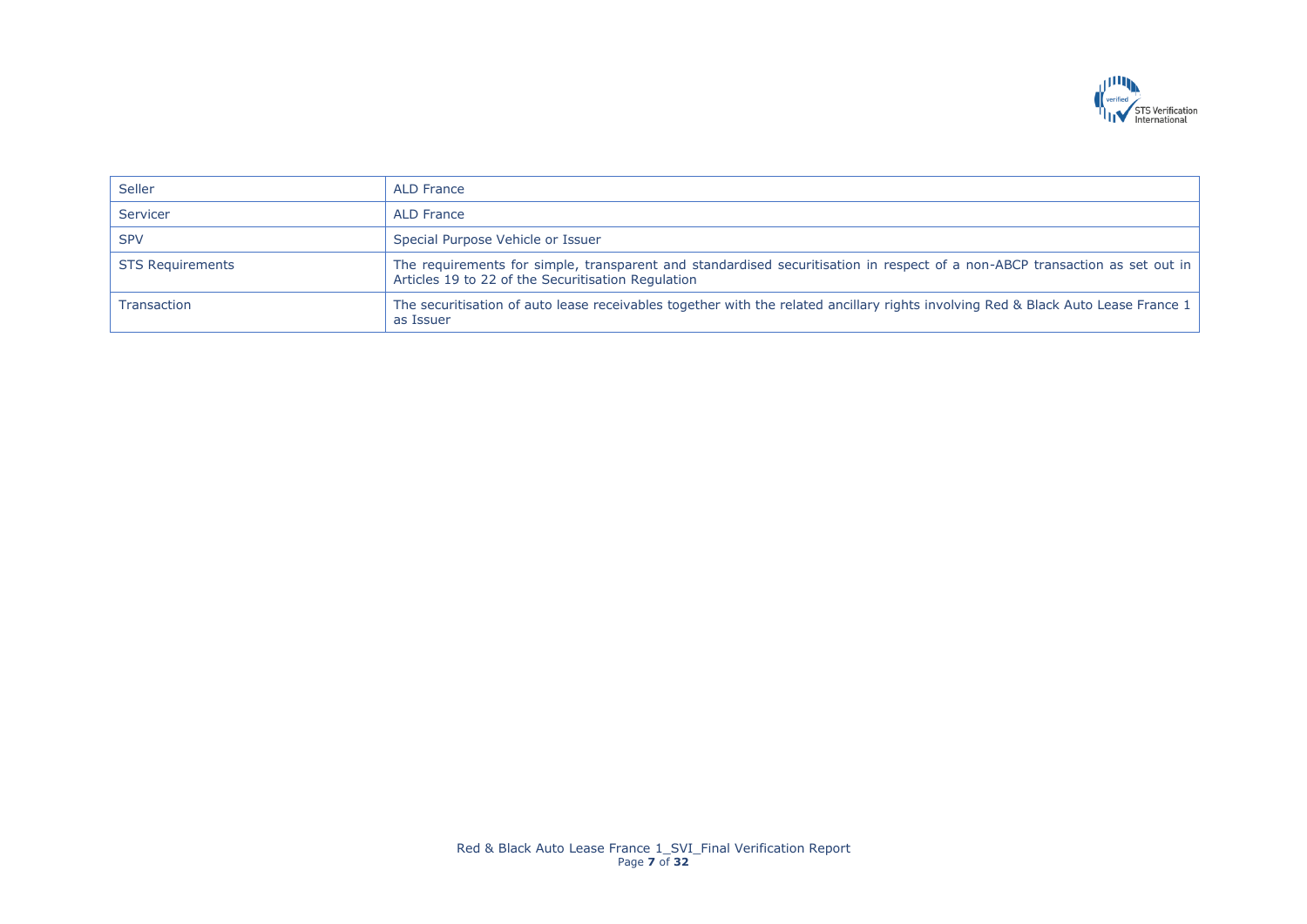| | |
|---|---|
| Seller | ALD France |
| Servicer | ALD France |
| SPV | Special Purpose Vehicle or Issuer |
| STS Requirements | The requirements for simple, transparent and standardised securitisation in respect of a non-ABCP transaction as set out in Articles 19 to 22 of the Securitisation Regulation |
| Transaction | The securitisation of auto lease receivables together with the related ancillary rights involving Red & Black Auto Lease France 1 as Issuer |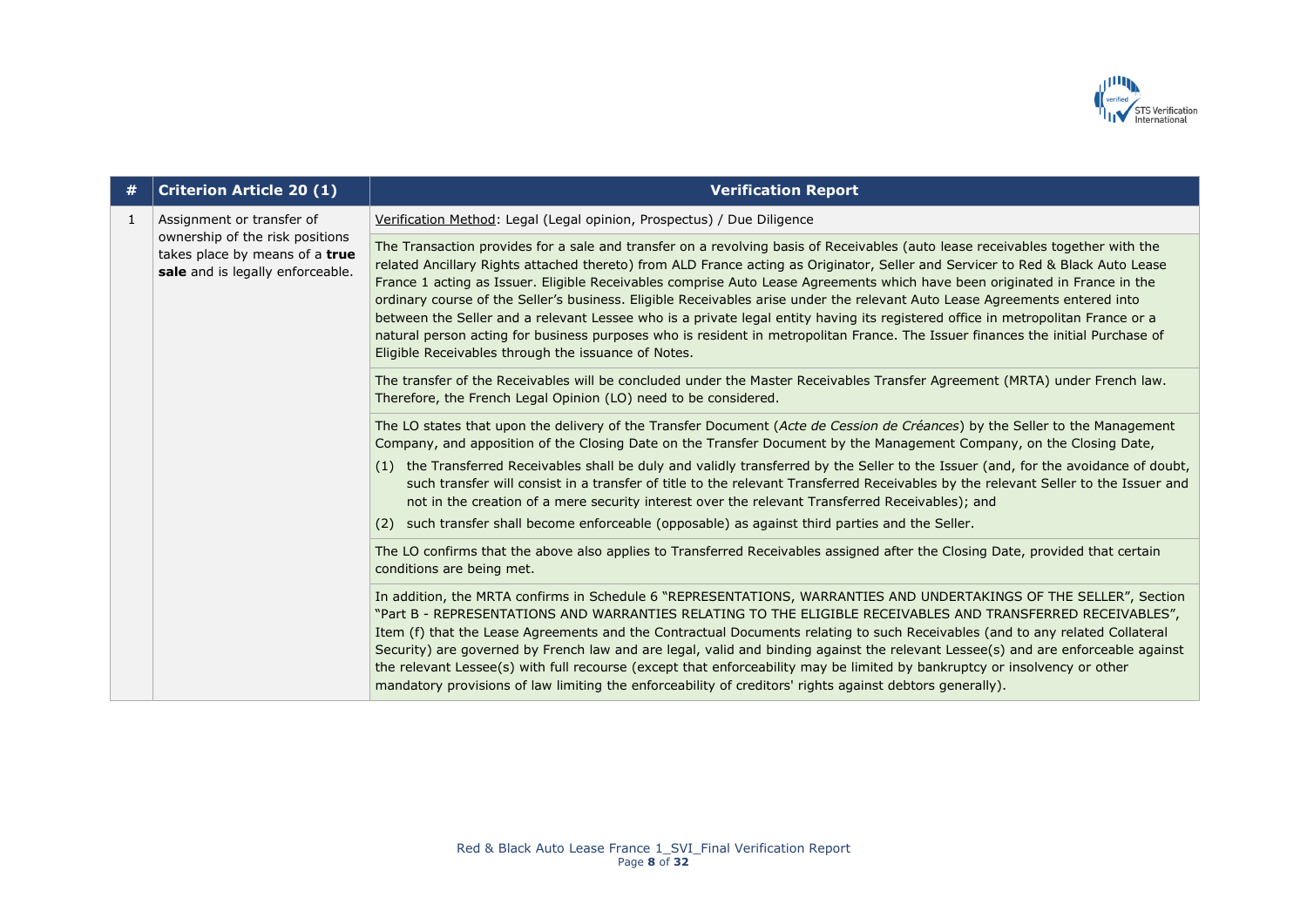| # | Criterion Article 20 (1) | Verification Report |
|---|---|---|
| 1 | Assignment or transfer of ownership of the risk positions takes place by means of a **true sale** and is legally enforceable. | Verification Method: Legal (Legal opinion, Prospectus) / Due Diligence |
| | | The Transaction provides for a sale and transfer on a revolving basis of Receivables (auto lease receivables together with the related Ancillary Rights attached thereto) from ALD France acting as Originator, Seller and Servicer to Red & Black Auto Lease France 1 acting as Issuer. Eligible Receivables comprise Auto Lease Agreements which have been originated in France in the ordinary course of the Seller's business. Eligible Receivables arise under the relevant Auto Lease Agreements entered into between the Seller and a relevant Lessee who is a private legal entity having its registered office in metropolitan France or a natural person acting for business purposes who is resident in metropolitan France. The Issuer finances the initial Purchase of Eligible Receivables through the issuance of Notes. |
| | | The transfer of the Receivables will be concluded under the Master Receivables Transfer Agreement (MRTA) under French law. Therefore, the French Legal Opinion (LO) need to be considered. |
| | | The LO states that upon the delivery of the Transfer Document (*Acte de Cession de Créances*) by the Seller to the Management Company, and apposition of the Closing Date on the Transfer Document by the Management Company, on the Closing Date,<br>(1) the Transferred Receivables shall be duly and validly transferred by the Seller to the Issuer (and, for the avoidance of doubt, such transfer will consist in a transfer of title to the relevant Transferred Receivables by the relevant Seller to the Issuer and not in the creation of a mere security interest over the relevant Transferred Receivables); and<br>(2) such transfer shall become enforceable (opposable) as against third parties and the Seller. |
| | | The LO confirms that the above also applies to Transferred Receivables assigned after the Closing Date, provided that certain conditions are being met. |
| | | In addition, the MRTA confirms in Schedule 6 "REPRESENTATIONS, WARRANTIES AND UNDERTAKINGS OF THE SELLER", Section "Part B - REPRESENTATIONS AND WARRANTIES RELATING TO THE ELIGIBLE RECEIVABLES AND TRANSFERRED RECEIVABLES", Item (f) that the Lease Agreements and the Contractual Documents relating to such Receivables (and to any related Collateral Security) are governed by French law and are legal, valid and binding against the relevant Lessee(s) and are enforceable against the relevant Lessee(s) with full recourse (except that enforceability may be limited by bankruptcy or insolvency or other mandatory provisions of law limiting the enforceability of creditors' rights against debtors generally). |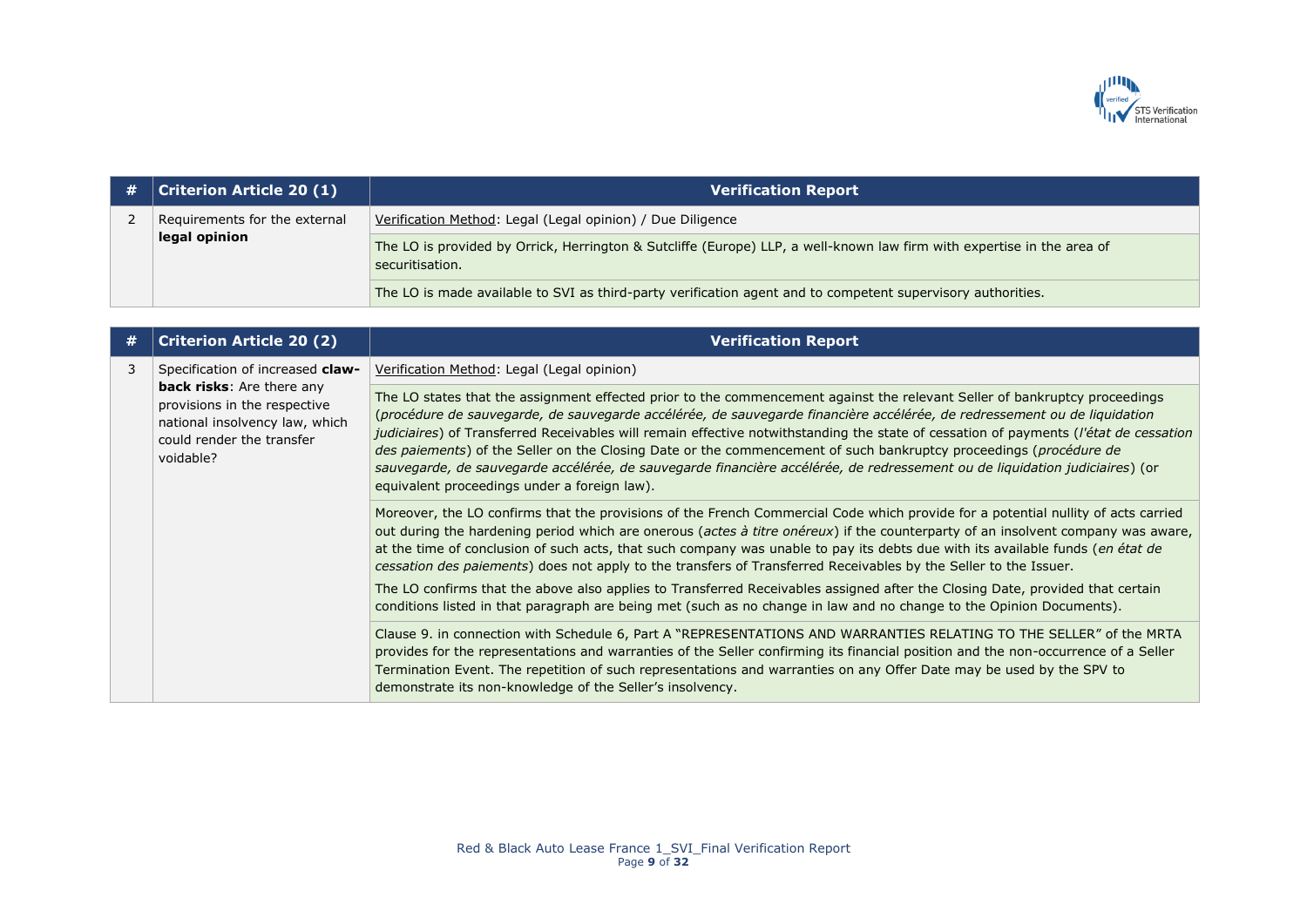| # | Criterion Article 20 (1) | Verification Report |
|---|---|---|
| 2 | Requirements for the external **legal opinion** | Verification Method: Legal (Legal opinion) / Due Diligence |
| | | The LO is provided by Orrick, Herrington & Sutcliffe (Europe) LLP, a well-known law firm with expertise in the area of securitisation. |
| | | The LO is made available to SVI as third-party verification agent and to competent supervisory authorities. |

| # | Criterion Article 20 (2) | Verification Report |
|---|---|---|
| 3 | Specification of increased **claw-back risks**: Are there any provisions in the respective national insolvency law, which could render the transfer voidable? | Verification Method: Legal (Legal opinion) |
| | | The LO states that the assignment effected prior to the commencement against the relevant Seller of bankruptcy proceedings (*procédure de sauvegarde, de sauvegarde accélérée, de sauvegarde financière accélérée, de redressement ou de liquidation judiciaires*) of Transferred Receivables will remain effective notwithstanding the state of cessation of payments (*l'état de cessation des paiements*) of the Seller on the Closing Date or the commencement of such bankruptcy proceedings (*procédure de sauvegarde, de sauvegarde accélérée, de sauvegarde financière accélérée, de redressement ou de liquidation judiciaires*) (or equivalent proceedings under a foreign law). |
| | | Moreover, the LO confirms that the provisions of the French Commercial Code which provide for a potential nullity of acts carried out during the hardening period which are onerous (*actes à titre onéreux*) if the counterparty of an insolvent company was aware, at the time of conclusion of such acts, that such company was unable to pay its debts due with its available funds (*en état de cessation des paiements*) does not apply to the transfers of Transferred Receivables by the Seller to the Issuer.<br><br>The LO confirms that the above also applies to Transferred Receivables assigned after the Closing Date, provided that certain conditions listed in that paragraph are being met (such as no change in law and no change to the Opinion Documents). |
| | | Clause 9. in connection with Schedule 6, Part A "REPRESENTATIONS AND WARRANTIES RELATING TO THE SELLER" of the MRTA provides for the representations and warranties of the Seller confirming its financial position and the non-occurrence of a Seller Termination Event. The repetition of such representations and warranties on any Offer Date may be used by the SPV to demonstrate its non-knowledge of the Seller's insolvency. |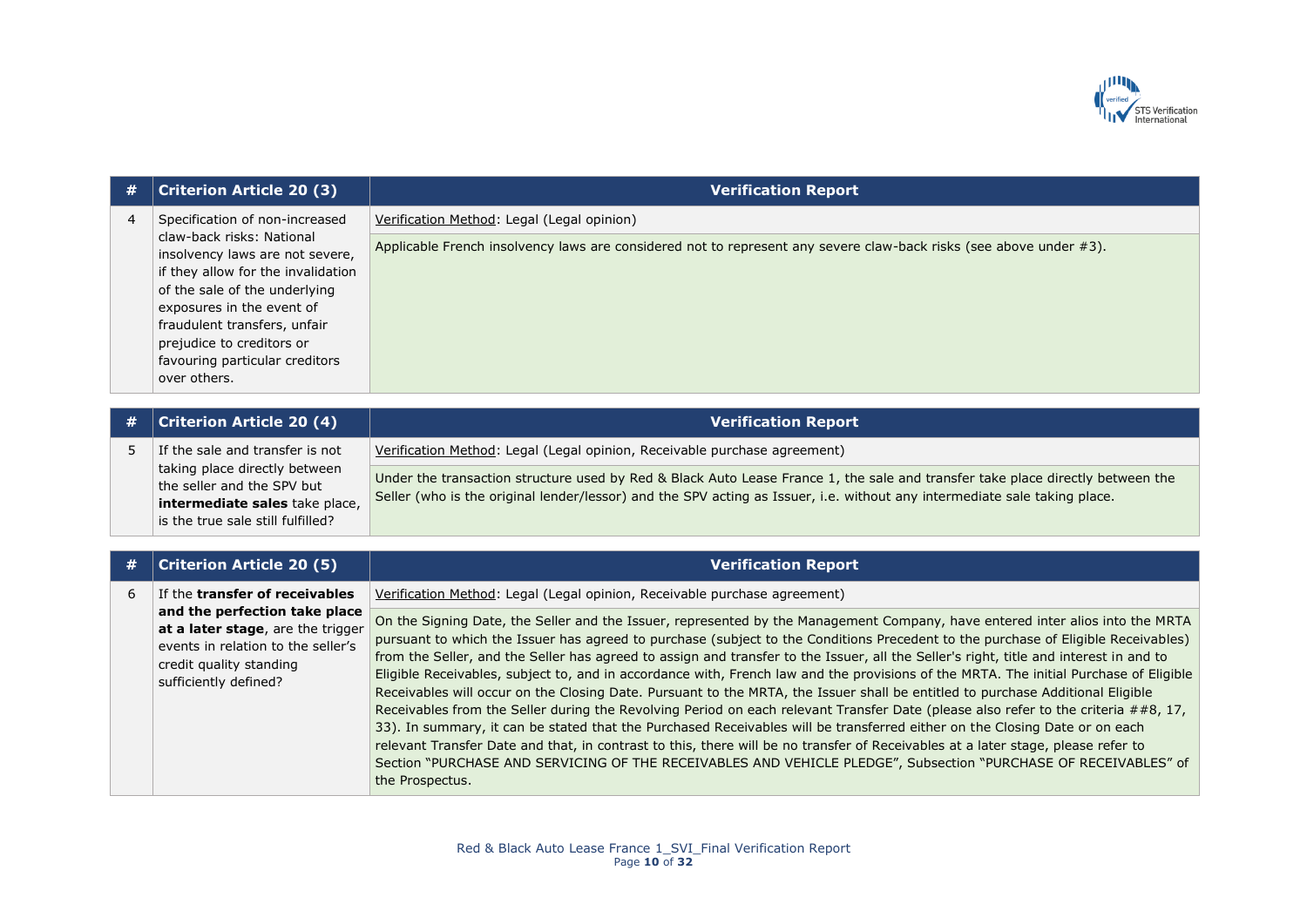| # | Criterion Article 20 (3) | Verification Report |
|---|---|---|
| 4 | Specification of non-increased claw-back risks: National insolvency laws are not severe, if they allow for the invalidation of the sale of the underlying exposures in the event of fraudulent transfers, unfair prejudice to creditors or favouring particular creditors over others. | Verification Method: Legal (Legal opinion) |
| | | Applicable French insolvency laws are considered not to represent any severe claw-back risks (see above under #3). |

| # | Criterion Article 20 (4) | Verification Report |
|---|---|---|
| 5 | If the sale and transfer is not taking place directly between the seller and the SPV but **intermediate sales** take place, is the true sale still fulfilled? | Verification Method: Legal (Legal opinion, Receivable purchase agreement) |
| | | Under the transaction structure used by Red & Black Auto Lease France 1, the sale and transfer take place directly between the Seller (who is the original lender/lessor) and the SPV acting as Issuer, i.e. without any intermediate sale taking place. |

| # | Criterion Article 20 (5) | Verification Report |
|---|---|---|
| 6 | If the **transfer of receivables and the perfection take place at a later stage**, are the trigger events in relation to the seller's credit quality standing sufficiently defined? | Verification Method: Legal (Legal opinion, Receivable purchase agreement) |
| | | On the Signing Date, the Seller and the Issuer, represented by the Management Company, have entered inter alios into the MRTA pursuant to which the Issuer has agreed to purchase (subject to the Conditions Precedent to the purchase of Eligible Receivables) from the Seller, and the Seller has agreed to assign and transfer to the Issuer, all the Seller's right, title and interest in and to Eligible Receivables, subject to, and in accordance with, French law and the provisions of the MRTA. The initial Purchase of Eligible Receivables will occur on the Closing Date. Pursuant to the MRTA, the Issuer shall be entitled to purchase Additional Eligible Receivables from the Seller during the Revolving Period on each relevant Transfer Date (please also refer to the criteria ##8, 17, 33). In summary, it can be stated that the Purchased Receivables will be transferred either on the Closing Date or on each relevant Transfer Date and that, in contrast to this, there will be no transfer of Receivables at a later stage, please refer to Section "PURCHASE AND SERVICING OF THE RECEIVABLES AND VEHICLE PLEDGE", Subsection "PURCHASE OF RECEIVABLES" of the Prospectus. |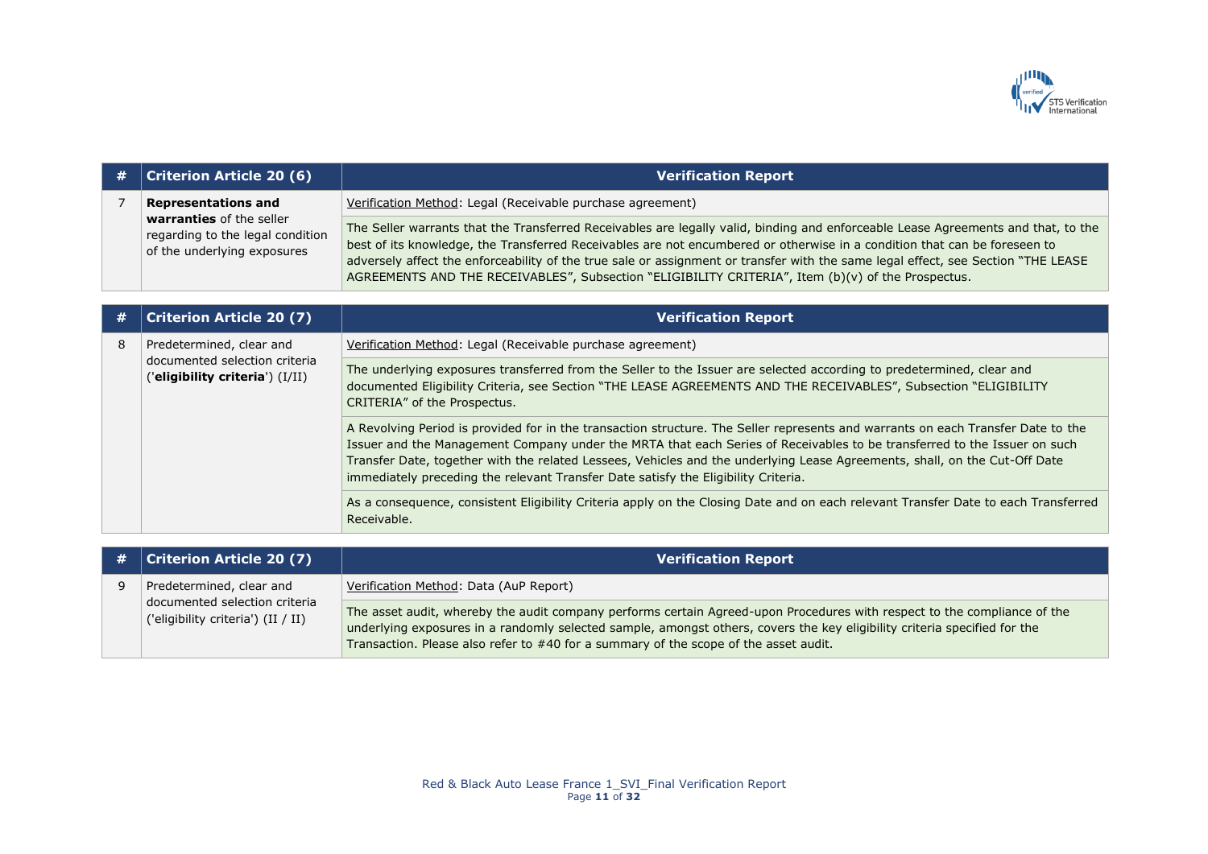| # | Criterion Article 20 (6) | Verification Report |
|---|---|---|
| 7 | **Representations and warranties** of the seller regarding to the legal condition of the underlying exposures | Verification Method: Legal (Receivable purchase agreement) |
| | | The Seller warrants that the Transferred Receivables are legally valid, binding and enforceable Lease Agreements and that, to the best of its knowledge, the Transferred Receivables are not encumbered or otherwise in a condition that can be foreseen to adversely affect the enforceability of the true sale or assignment or transfer with the same legal effect, see Section "THE LEASE AGREEMENTS AND THE RECEIVABLES", Subsection "ELIGIBILITY CRITERIA", Item (b)(v) of the Prospectus. |

| # | Criterion Article 20 (7) | Verification Report |
|---|---|---|
| 8 | Predetermined, clear and documented selection criteria ('**eligibility criteria**') (I/II) | Verification Method: Legal (Receivable purchase agreement) |
| | | The underlying exposures transferred from the Seller to the Issuer are selected according to predetermined, clear and documented Eligibility Criteria, see Section "THE LEASE AGREEMENTS AND THE RECEIVABLES", Subsection "ELIGIBILITY CRITERIA" of the Prospectus. |
| | | A Revolving Period is provided for in the transaction structure. The Seller represents and warrants on each Transfer Date to the Issuer and the Management Company under the MRTA that each Series of Receivables to be transferred to the Issuer on such Transfer Date, together with the related Lessees, Vehicles and the underlying Lease Agreements, shall, on the Cut-Off Date immediately preceding the relevant Transfer Date satisfy the Eligibility Criteria. |
| | | As a consequence, consistent Eligibility Criteria apply on the Closing Date and on each relevant Transfer Date to each Transferred Receivable. |

| # | Criterion Article 20 (7) | Verification Report |
|---|---|---|
| 9 | Predetermined, clear and documented selection criteria ('eligibility criteria') (II / II) | Verification Method: Data (AuP Report) |
| | | The asset audit, whereby the audit company performs certain Agreed-upon Procedures with respect to the compliance of the underlying exposures in a randomly selected sample, amongst others, covers the key eligibility criteria specified for the Transaction. Please also refer to #40 for a summary of the scope of the asset audit. |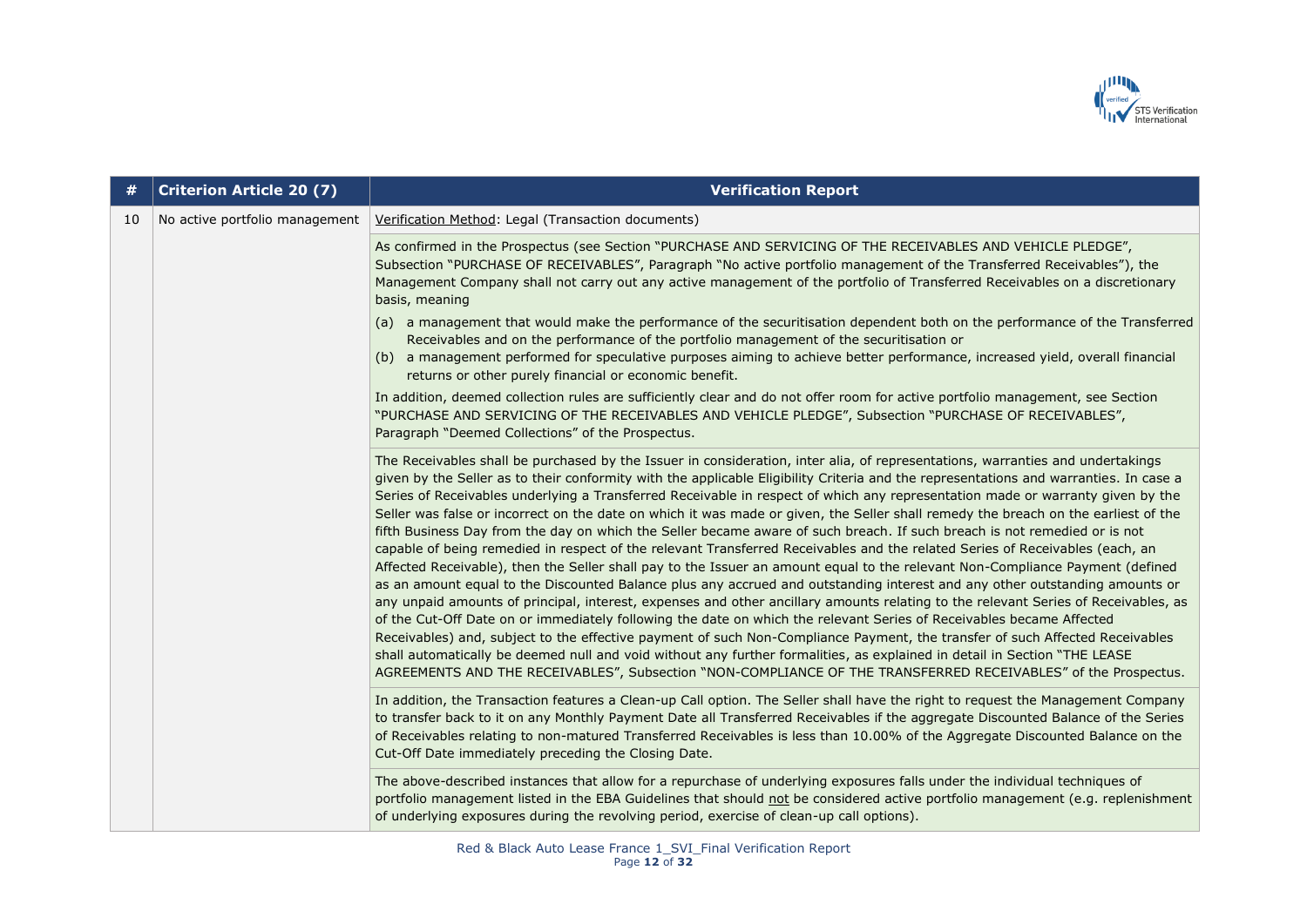| # | Criterion Article 20 (7) | Verification Report |
|---|---|---|
| 10 | No active portfolio management | <u>Verification Method</u>: Legal (Transaction documents) |
| | | As confirmed in the Prospectus (see Section "PURCHASE AND SERVICING OF THE RECEIVABLES AND VEHICLE PLEDGE", Subsection "PURCHASE OF RECEIVABLES", Paragraph "No active portfolio management of the Transferred Receivables"), the Management Company shall not carry out any active management of the portfolio of Transferred Receivables on a discretionary basis, meaning<br>(a) a management that would make the performance of the securitisation dependent both on the performance of the Transferred Receivables and on the performance of the portfolio management of the securitisation or<br>(b) a management performed for speculative purposes aiming to achieve better performance, increased yield, overall financial returns or other purely financial or economic benefit.<br>In addition, deemed collection rules are sufficiently clear and do not offer room for active portfolio management, see Section "PURCHASE AND SERVICING OF THE RECEIVABLES AND VEHICLE PLEDGE", Subsection "PURCHASE OF RECEIVABLES", Paragraph "Deemed Collections" of the Prospectus. |
| | | The Receivables shall be purchased by the Issuer in consideration, inter alia, of representations, warranties and undertakings given by the Seller as to their conformity with the applicable Eligibility Criteria and the representations and warranties. In case a Series of Receivables underlying a Transferred Receivable in respect of which any representation made or warranty given by the Seller was false or incorrect on the date on which it was made or given, the Seller shall remedy the breach on the earliest of the fifth Business Day from the day on which the Seller became aware of such breach. If such breach is not remedied or is not capable of being remedied in respect of the relevant Transferred Receivables and the related Series of Receivables (each, an Affected Receivable), then the Seller shall pay to the Issuer an amount equal to the relevant Non-Compliance Payment (defined as an amount equal to the Discounted Balance plus any accrued and outstanding interest and any other outstanding amounts or any unpaid amounts of principal, interest, expenses and other ancillary amounts relating to the relevant Series of Receivables, as of the Cut-Off Date on or immediately following the date on which the relevant Series of Receivables became Affected Receivables) and, subject to the effective payment of such Non-Compliance Payment, the transfer of such Affected Receivables shall automatically be deemed null and void without any further formalities, as explained in detail in Section "THE LEASE AGREEMENTS AND THE RECEIVABLES", Subsection "NON-COMPLIANCE OF THE TRANSFERRED RECEIVABLES" of the Prospectus. |
| | | In addition, the Transaction features a Clean-up Call option. The Seller shall have the right to request the Management Company to transfer back to it on any Monthly Payment Date all Transferred Receivables if the aggregate Discounted Balance of the Series of Receivables relating to non-matured Transferred Receivables is less than 10.00% of the Aggregate Discounted Balance on the Cut-Off Date immediately preceding the Closing Date. |
| | | The above-described instances that allow for a repurchase of underlying exposures falls under the individual techniques of portfolio management listed in the EBA Guidelines that should <u>not</u> be considered active portfolio management (e.g. replenishment of underlying exposures during the revolving period, exercise of clean-up call options). |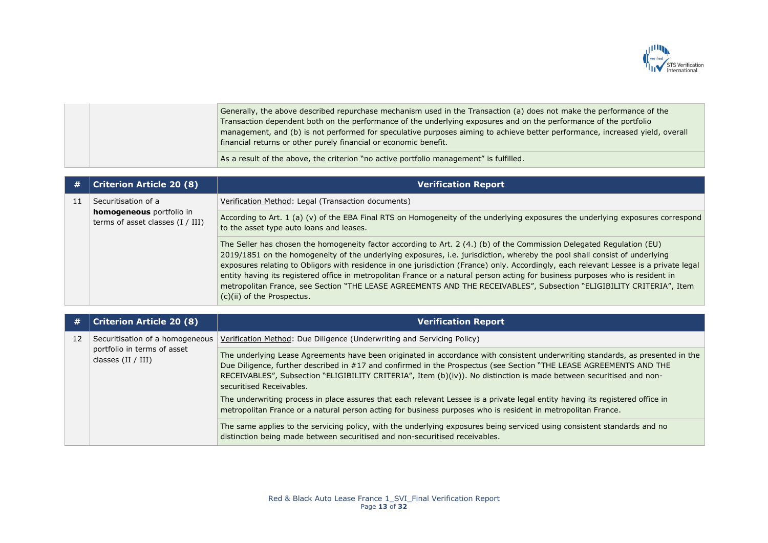| | | |
|---|---|---|
| | | Generally, the above described repurchase mechanism used in the Transaction (a) does not make the performance of the Transaction dependent both on the performance of the underlying exposures and on the performance of the portfolio management, and (b) is not performed for speculative purposes aiming to achieve better performance, increased yield, overall financial returns or other purely financial or economic benefit. |
| | | As a result of the above, the criterion "no active portfolio management" is fulfilled. |

| # | Criterion Article 20 (8) | Verification Report |
|---|---|---|
| 11 | Securitisation of a **homogeneous** portfolio in terms of asset classes (I / III) | Verification Method: Legal (Transaction documents) |
| | | According to Art. 1 (a) (v) of the EBA Final RTS on Homogeneity of the underlying exposures the underlying exposures correspond to the asset type auto loans and leases. |
| | | The Seller has chosen the homogeneity factor according to Art. 2 (4.) (b) of the Commission Delegated Regulation (EU) 2019/1851 on the homogeneity of the underlying exposures, i.e. jurisdiction, whereby the pool shall consist of underlying exposures relating to Obligors with residence in one jurisdiction (France) only. Accordingly, each relevant Lessee is a private legal entity having its registered office in metropolitan France or a natural person acting for business purposes who is resident in metropolitan France, see Section "THE LEASE AGREEMENTS AND THE RECEIVABLES", Subsection "ELIGIBILITY CRITERIA", Item (c)(ii) of the Prospectus. |

| # | Criterion Article 20 (8) | Verification Report |
|---|---|---|
| 12 | Securitisation of a homogeneous portfolio in terms of asset classes (II / III) | Verification Method: Due Diligence (Underwriting and Servicing Policy) |
| | | The underlying Lease Agreements have been originated in accordance with consistent underwriting standards, as presented in the Due Diligence, further described in #17 and confirmed in the Prospectus (see Section "THE LEASE AGREEMENTS AND THE RECEIVABLES", Subsection "ELIGIBILITY CRITERIA", Item (b)(iv)). No distinction is made between securitised and non-securitised Receivables.<br><br>The underwriting process in place assures that each relevant Lessee is a private legal entity having its registered office in metropolitan France or a natural person acting for business purposes who is resident in metropolitan France. |
| | | The same applies to the servicing policy, with the underlying exposures being serviced using consistent standards and no distinction being made between securitised and non-securitised receivables. |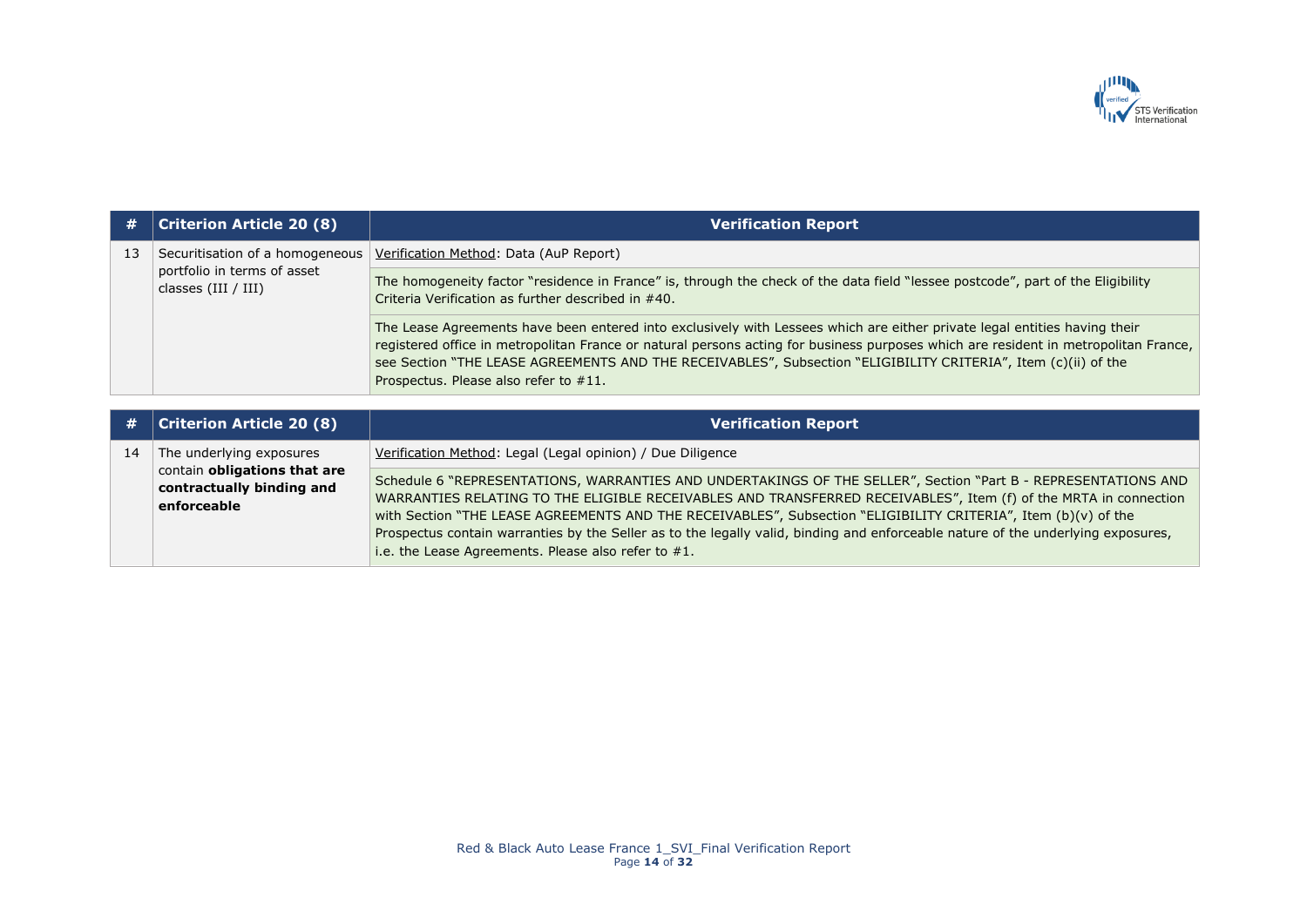| # | Criterion Article 20 (8) | Verification Report |
|---|---|---|
| 13 | Securitisation of a homogeneous portfolio in terms of asset classes (III / III) | Verification Method: Data (AuP Report) |
| | | The homogeneity factor "residence in France" is, through the check of the data field "lessee postcode", part of the Eligibility Criteria Verification as further described in #40. |
| | | The Lease Agreements have been entered into exclusively with Lessees which are either private legal entities having their registered office in metropolitan France or natural persons acting for business purposes which are resident in metropolitan France, see Section "THE LEASE AGREEMENTS AND THE RECEIVABLES", Subsection "ELIGIBILITY CRITERIA", Item (c)(ii) of the Prospectus. Please also refer to #11. |

| # | Criterion Article 20 (8) | Verification Report |
|---|---|---|
| 14 | The underlying exposures contain **obligations that are contractually binding and enforceable** | Verification Method: Legal (Legal opinion) / Due Diligence |
| | | Schedule 6 "REPRESENTATIONS, WARRANTIES AND UNDERTAKINGS OF THE SELLER", Section "Part B - REPRESENTATIONS AND WARRANTIES RELATING TO THE ELIGIBLE RECEIVABLES AND TRANSFERRED RECEIVABLES", Item (f) of the MRTA in connection with Section "THE LEASE AGREEMENTS AND THE RECEIVABLES", Subsection "ELIGIBILITY CRITERIA", Item (b)(v) of the Prospectus contain warranties by the Seller as to the legally valid, binding and enforceable nature of the underlying exposures, i.e. the Lease Agreements. Please also refer to #1. |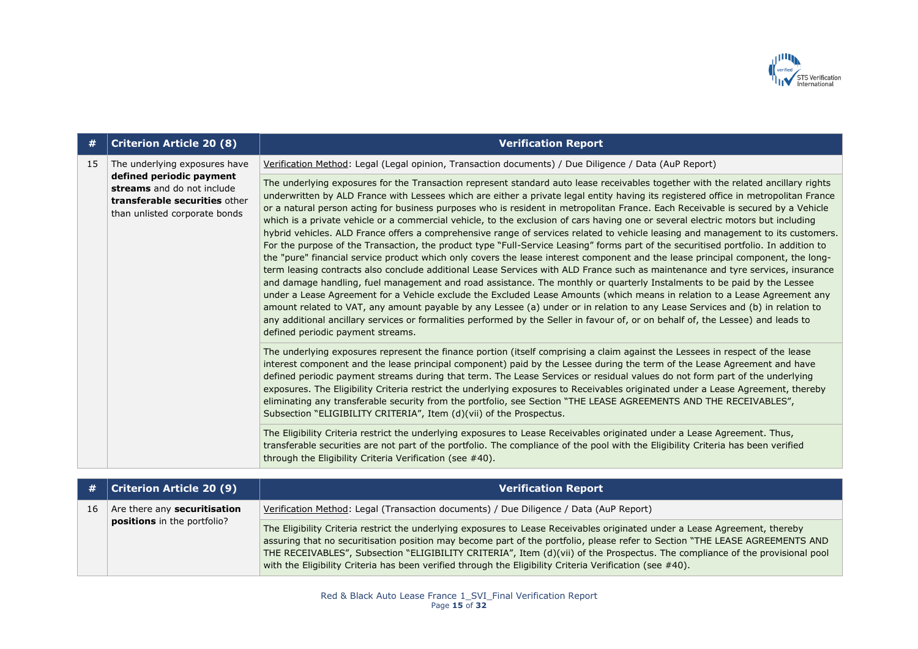| # | Criterion Article 20 (8) | Verification Report |
|---|---|---|
| 15 | The underlying exposures have **defined periodic payment streams** and do not include **transferable securities** other than unlisted corporate bonds | Verification Method: Legal (Legal opinion, Transaction documents) / Due Diligence / Data (AuP Report) |
| | | The underlying exposures for the Transaction represent standard auto lease receivables together with the related ancillary rights underwritten by ALD France with Lessees which are either a private legal entity having its registered office in metropolitan France or a natural person acting for business purposes who is resident in metropolitan France. Each Receivable is secured by a Vehicle which is a private vehicle or a commercial vehicle, to the exclusion of cars having one or several electric motors but including hybrid vehicles. ALD France offers a comprehensive range of services related to vehicle leasing and management to its customers. For the purpose of the Transaction, the product type "Full-Service Leasing" forms part of the securitised portfolio. In addition to the "pure" financial service product which only covers the lease interest component and the lease principal component, the long-term leasing contracts also conclude additional Lease Services with ALD France such as maintenance and tyre services, insurance and damage handling, fuel management and road assistance. The monthly or quarterly Instalments to be paid by the Lessee under a Lease Agreement for a Vehicle exclude the Excluded Lease Amounts (which means in relation to a Lease Agreement any amount related to VAT, any amount payable by any Lessee (a) under or in relation to any Lease Services and (b) in relation to any additional ancillary services or formalities performed by the Seller in favour of, or on behalf of, the Lessee) and leads to defined periodic payment streams. |
| | | The underlying exposures represent the finance portion (itself comprising a claim against the Lessees in respect of the lease interest component and the lease principal component) paid by the Lessee during the term of the Lease Agreement and have defined periodic payment streams during that term. The Lease Services or residual values do not form part of the underlying exposures. The Eligibility Criteria restrict the underlying exposures to Receivables originated under a Lease Agreement, thereby eliminating any transferable security from the portfolio, see Section "THE LEASE AGREEMENTS AND THE RECEIVABLES", Subsection "ELIGIBILITY CRITERIA", Item (d)(vii) of the Prospectus. |
| | | The Eligibility Criteria restrict the underlying exposures to Lease Receivables originated under a Lease Agreement. Thus, transferable securities are not part of the portfolio. The compliance of the pool with the Eligibility Criteria has been verified through the Eligibility Criteria Verification (see #40). |

| # | Criterion Article 20 (9) | Verification Report |
|---|---|---|
| 16 | Are there any **securitisation positions** in the portfolio? | Verification Method: Legal (Transaction documents) / Due Diligence / Data (AuP Report) |
| | | The Eligibility Criteria restrict the underlying exposures to Lease Receivables originated under a Lease Agreement, thereby assuring that no securitisation position may become part of the portfolio, please refer to Section "THE LEASE AGREEMENTS AND THE RECEIVABLES", Subsection "ELIGIBILITY CRITERIA", Item (d)(vii) of the Prospectus. The compliance of the provisional pool with the Eligibility Criteria has been verified through the Eligibility Criteria Verification (see #40). |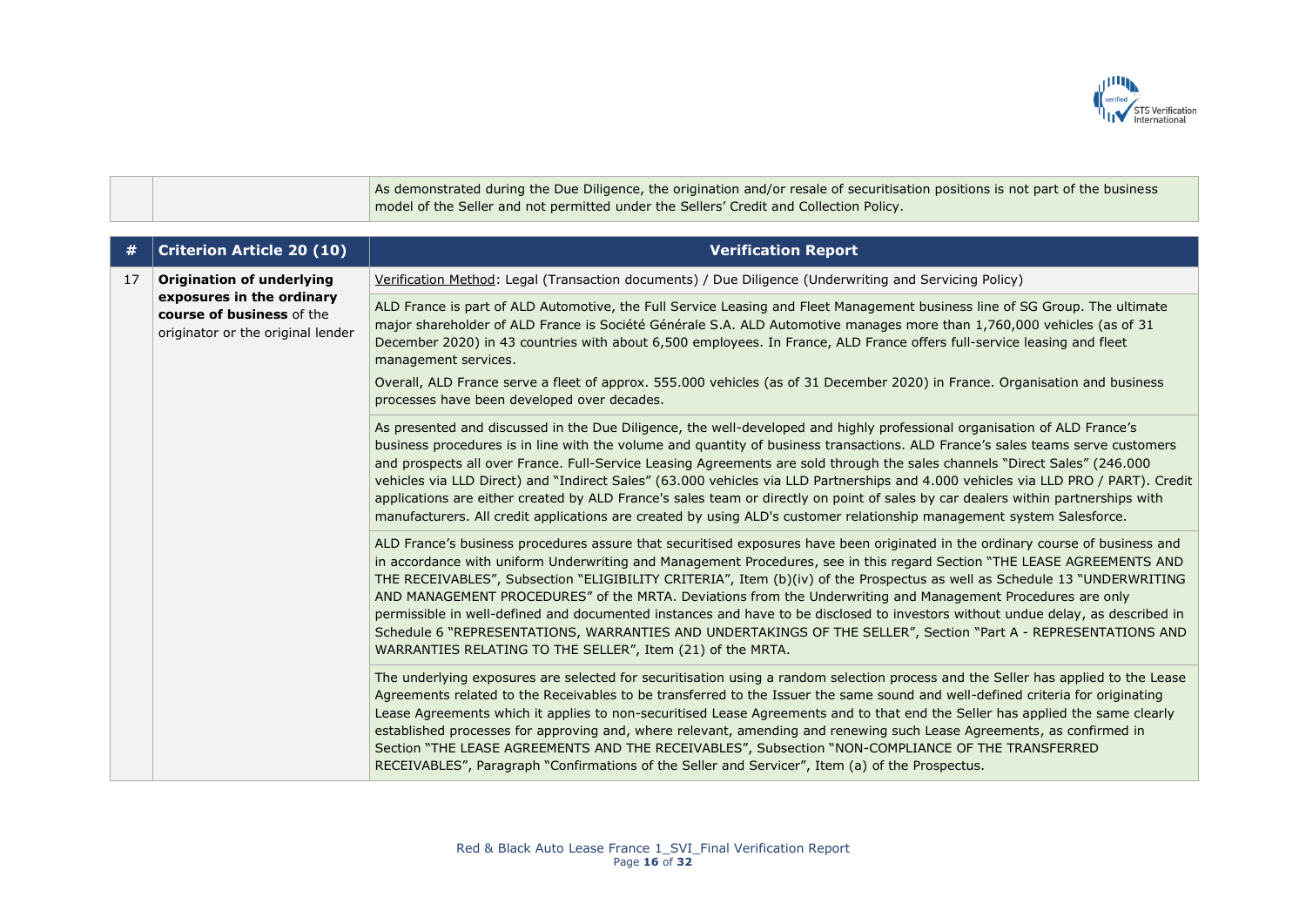| | | |
|---|---|---|
| | | As demonstrated during the Due Diligence, the origination and/or resale of securitisation positions is not part of the business model of the Seller and not permitted under the Sellers' Credit and Collection Policy. |

| # | Criterion Article 20 (10) | Verification Report |
|---|---|---|
| 17 | **Origination of underlying exposures in the ordinary course of business** of the originator or the original lender | Verification Method: Legal (Transaction documents) / Due Diligence (Underwriting and Servicing Policy) |
| | | ALD France is part of ALD Automotive, the Full Service Leasing and Fleet Management business line of SG Group. The ultimate major shareholder of ALD France is Société Générale S.A. ALD Automotive manages more than 1,760,000 vehicles (as of 31 December 2020) in 43 countries with about 6,500 employees. In France, ALD France offers full-service leasing and fleet management services.<br><br>Overall, ALD France serve a fleet of approx. 555.000 vehicles (as of 31 December 2020) in France. Organisation and business processes have been developed over decades. |
| | | As presented and discussed in the Due Diligence, the well-developed and highly professional organisation of ALD France's business procedures is in line with the volume and quantity of business transactions. ALD France's sales teams serve customers and prospects all over France. Full-Service Leasing Agreements are sold through the sales channels "Direct Sales" (246.000 vehicles via LLD Direct) and "Indirect Sales" (63.000 vehicles via LLD Partnerships and 4.000 vehicles via LLD PRO / PART). Credit applications are either created by ALD France's sales team or directly on point of sales by car dealers within partnerships with manufacturers. All credit applications are created by using ALD's customer relationship management system Salesforce. |
| | | ALD France's business procedures assure that securitised exposures have been originated in the ordinary course of business and in accordance with uniform Underwriting and Management Procedures, see in this regard Section "THE LEASE AGREEMENTS AND THE RECEIVABLES", Subsection "ELIGIBILITY CRITERIA", Item (b)(iv) of the Prospectus as well as Schedule 13 "UNDERWRITING AND MANAGEMENT PROCEDURES" of the MRTA. Deviations from the Underwriting and Management Procedures are only permissible in well-defined and documented instances and have to be disclosed to investors without undue delay, as described in Schedule 6 "REPRESENTATIONS, WARRANTIES AND UNDERTAKINGS OF THE SELLER", Section "Part A - REPRESENTATIONS AND WARRANTIES RELATING TO THE SELLER", Item (21) of the MRTA. |
| | | The underlying exposures are selected for securitisation using a random selection process and the Seller has applied to the Lease Agreements related to the Receivables to be transferred to the Issuer the same sound and well-defined criteria for originating Lease Agreements which it applies to non-securitised Lease Agreements and to that end the Seller has applied the same clearly established processes for approving and, where relevant, amending and renewing such Lease Agreements, as confirmed in Section "THE LEASE AGREEMENTS AND THE RECEIVABLES", Subsection "NON-COMPLIANCE OF THE TRANSFERRED RECEIVABLES", Paragraph "Confirmations of the Seller and Servicer", Item (a) of the Prospectus. |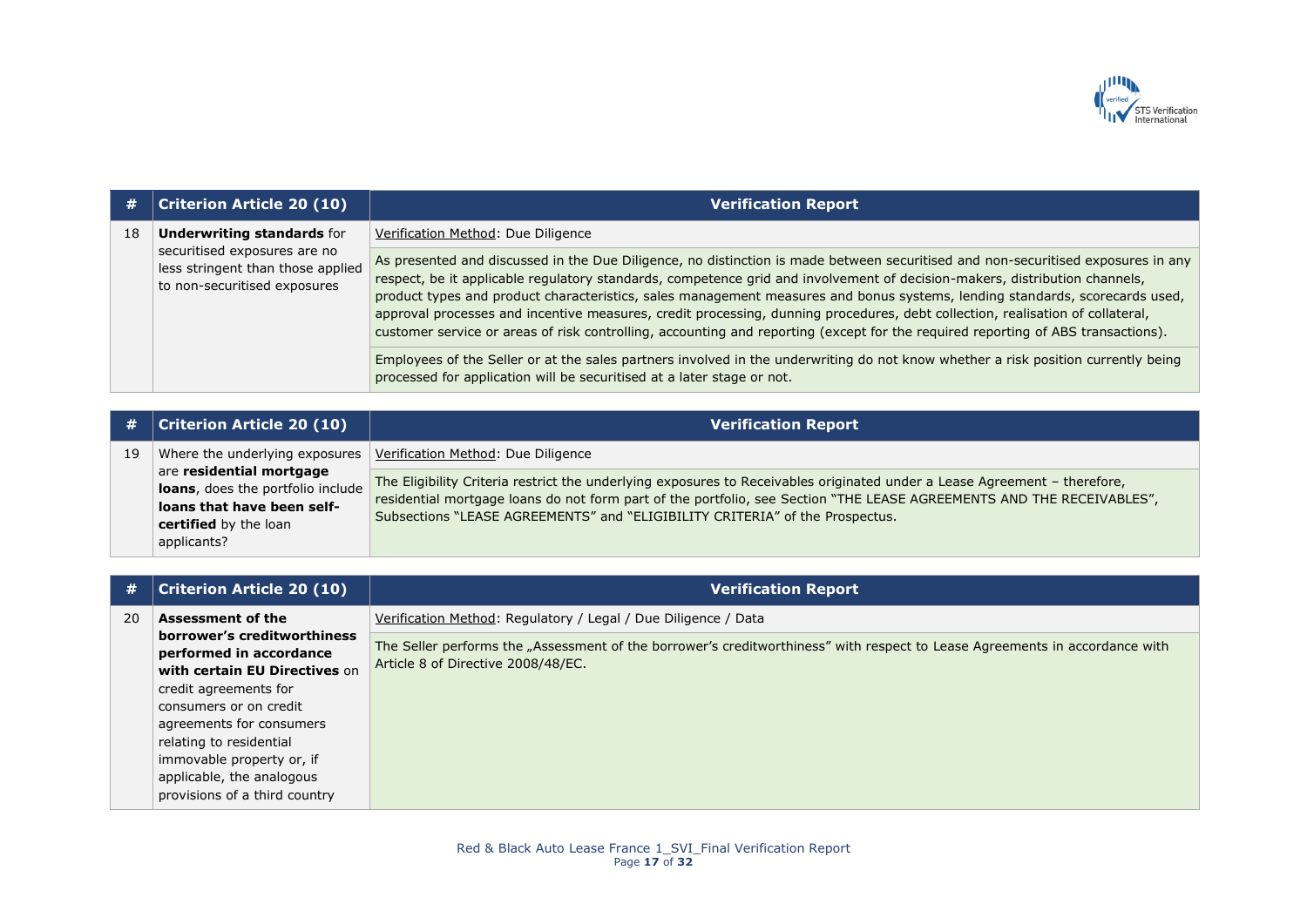| # | Criterion Article 20 (10) | Verification Report |
|---|---|---|
| 18 | **Underwriting standards** for securitised exposures are no less stringent than those applied to non-securitised exposures | Verification Method: Due Diligence |
| | | As presented and discussed in the Due Diligence, no distinction is made between securitised and non-securitised exposures in any respect, be it applicable regulatory standards, competence grid and involvement of decision-makers, distribution channels, product types and product characteristics, sales management measures and bonus systems, lending standards, scorecards used, approval processes and incentive measures, credit processing, dunning procedures, debt collection, realisation of collateral, customer service or areas of risk controlling, accounting and reporting (except for the required reporting of ABS transactions). |
| | | Employees of the Seller or at the sales partners involved in the underwriting do not know whether a risk position currently being processed for application will be securitised at a later stage or not. |

| # | Criterion Article 20 (10) | Verification Report |
|---|---|---|
| 19 | Where the underlying exposures are **residential mortgage loans**, does the portfolio include **loans that have been self-certified** by the loan applicants? | Verification Method: Due Diligence |
| | | The Eligibility Criteria restrict the underlying exposures to Receivables originated under a Lease Agreement – therefore, residential mortgage loans do not form part of the portfolio, see Section "THE LEASE AGREEMENTS AND THE RECEIVABLES", Subsections "LEASE AGREEMENTS" and "ELIGIBILITY CRITERIA" of the Prospectus. |

| # | Criterion Article 20 (10) | Verification Report |
|---|---|---|
| 20 | **Assessment of the borrower's creditworthiness performed in accordance with certain EU Directives** on credit agreements for consumers or on credit agreements for consumers relating to residential immovable property or, if applicable, the analogous provisions of a third country | Verification Method: Regulatory / Legal / Due Diligence / Data |
| | | The Seller performs the „Assessment of the borrower's creditworthiness" with respect to Lease Agreements in accordance with Article 8 of Directive 2008/48/EC. |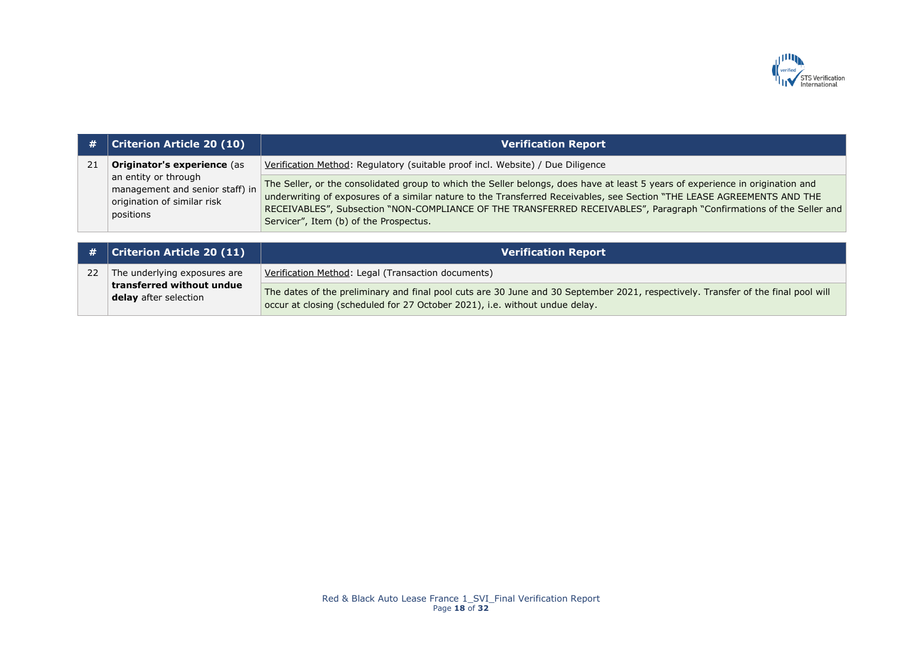| # | Criterion Article 20 (10) | Verification Report |
|---|---|---|
| 21 | **Originator's experience** (as an entity or through management and senior staff) in origination of similar risk positions | Verification Method: Regulatory (suitable proof incl. Website) / Due Diligence |
| | | The Seller, or the consolidated group to which the Seller belongs, does have at least 5 years of experience in origination and underwriting of exposures of a similar nature to the Transferred Receivables, see Section "THE LEASE AGREEMENTS AND THE RECEIVABLES", Subsection "NON-COMPLIANCE OF THE TRANSFERRED RECEIVABLES", Paragraph "Confirmations of the Seller and Servicer", Item (b) of the Prospectus. |

| # | Criterion Article 20 (11) | Verification Report |
|---|---|---|
| 22 | The underlying exposures are **transferred without undue delay** after selection | Verification Method: Legal (Transaction documents) |
| | | The dates of the preliminary and final pool cuts are 30 June and 30 September 2021, respectively. Transfer of the final pool will occur at closing (scheduled for 27 October 2021), i.e. without undue delay. |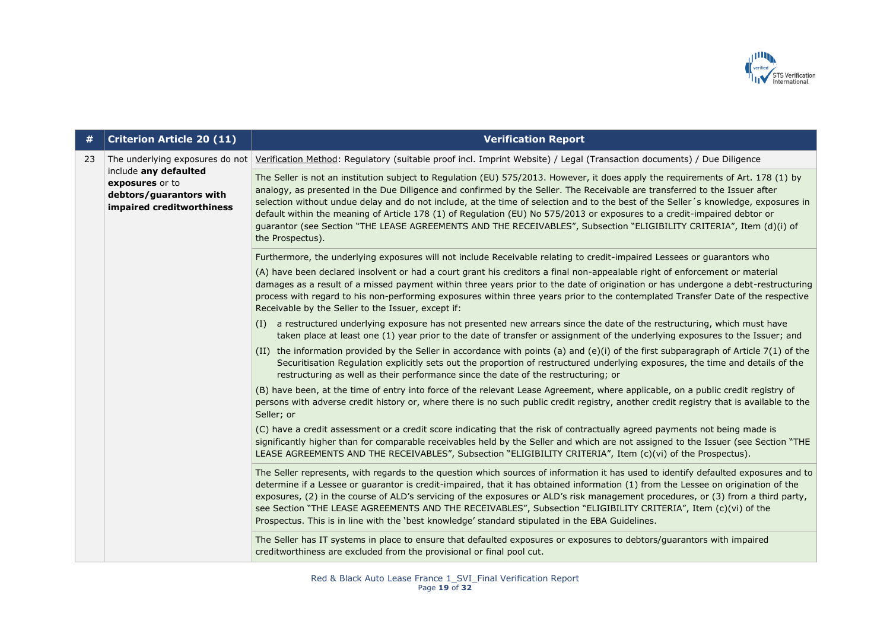| # | Criterion Article 20 (11) | Verification Report |
|---|---|---|
| 23 | The underlying exposures do not include **any defaulted exposures** or to **debtors/guarantors with impaired creditworthiness** | Verification Method: Regulatory (suitable proof incl. Imprint Website) / Legal (Transaction documents) / Due Diligence |
| | | The Seller is not an institution subject to Regulation (EU) 575/2013. However, it does apply the requirements of Art. 178 (1) by analogy, as presented in the Due Diligence and confirmed by the Seller. The Receivable are transferred to the Issuer after selection without undue delay and do not include, at the time of selection and to the best of the Seller´s knowledge, exposures in default within the meaning of Article 178 (1) of Regulation (EU) No 575/2013 or exposures to a credit-impaired debtor or guarantor (see Section "THE LEASE AGREEMENTS AND THE RECEIVABLES", Subsection "ELIGIBILITY CRITERIA", Item (d)(i) of the Prospectus). |
| | | Furthermore, the underlying exposures will not include Receivable relating to credit-impaired Lessees or guarantors who<br><br>(A) have been declared insolvent or had a court grant his creditors a final non-appealable right of enforcement or material damages as a result of a missed payment within three years prior to the date of origination or has undergone a debt-restructuring process with regard to his non-performing exposures within three years prior to the contemplated Transfer Date of the respective Receivable by the Seller to the Issuer, except if:<br><br>(I) a restructured underlying exposure has not presented new arrears since the date of the restructuring, which must have taken place at least one (1) year prior to the date of transfer or assignment of the underlying exposures to the Issuer; and<br><br>(II) the information provided by the Seller in accordance with points (a) and (e)(i) of the first subparagraph of Article 7(1) of the Securitisation Regulation explicitly sets out the proportion of restructured underlying exposures, the time and details of the restructuring as well as their performance since the date of the restructuring; or<br><br>(B) have been, at the time of entry into force of the relevant Lease Agreement, where applicable, on a public credit registry of persons with adverse credit history or, where there is no such public credit registry, another credit registry that is available to the Seller; or<br><br>(C) have a credit assessment or a credit score indicating that the risk of contractually agreed payments not being made is significantly higher than for comparable receivables held by the Seller and which are not assigned to the Issuer (see Section "THE LEASE AGREEMENTS AND THE RECEIVABLES", Subsection "ELIGIBILITY CRITERIA", Item (c)(vi) of the Prospectus). |
| | | The Seller represents, with regards to the question which sources of information it has used to identify defaulted exposures and to determine if a Lessee or guarantor is credit-impaired, that it has obtained information (1) from the Lessee on origination of the exposures, (2) in the course of ALD's servicing of the exposures or ALD's risk management procedures, or (3) from a third party, see Section "THE LEASE AGREEMENTS AND THE RECEIVABLES", Subsection "ELIGIBILITY CRITERIA", Item (c)(vi) of the Prospectus. This is in line with the 'best knowledge' standard stipulated in the EBA Guidelines. |
| | | The Seller has IT systems in place to ensure that defaulted exposures or exposures to debtors/guarantors with impaired creditworthiness are excluded from the provisional or final pool cut. |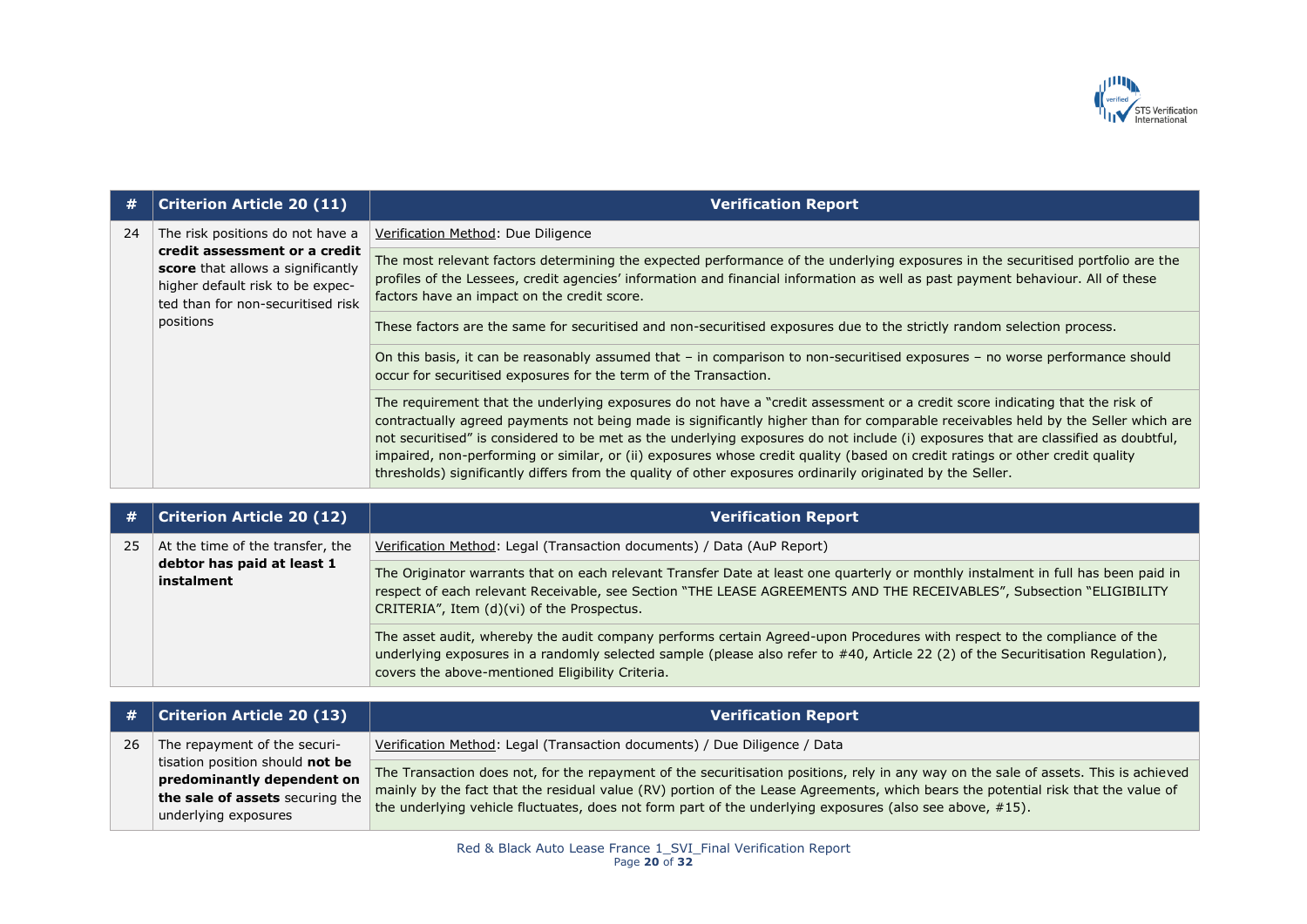| # | Criterion Article 20 (11) | Verification Report |
|---|---|---|
| 24 | The risk positions do not have a **credit assessment or a credit score** that allows a significantly higher default risk to be expected than for non-securitised risk positions | Verification Method: Due Diligence |
| | | The most relevant factors determining the expected performance of the underlying exposures in the securitised portfolio are the profiles of the Lessees, credit agencies' information and financial information as well as past payment behaviour. All of these factors have an impact on the credit score. |
| | | These factors are the same for securitised and non-securitised exposures due to the strictly random selection process. |
| | | On this basis, it can be reasonably assumed that – in comparison to non-securitised exposures – no worse performance should occur for securitised exposures for the term of the Transaction. |
| | | The requirement that the underlying exposures do not have a "credit assessment or a credit score indicating that the risk of contractually agreed payments not being made is significantly higher than for comparable receivables held by the Seller which are not securitised" is considered to be met as the underlying exposures do not include (i) exposures that are classified as doubtful, impaired, non-performing or similar, or (ii) exposures whose credit quality (based on credit ratings or other credit quality thresholds) significantly differs from the quality of other exposures ordinarily originated by the Seller. |

| # | Criterion Article 20 (12) | Verification Report |
|---|---|---|
| 25 | At the time of the transfer, the **debtor has paid at least 1 instalment** | Verification Method: Legal (Transaction documents) / Data (AuP Report) |
| | | The Originator warrants that on each relevant Transfer Date at least one quarterly or monthly instalment in full has been paid in respect of each relevant Receivable, see Section "THE LEASE AGREEMENTS AND THE RECEIVABLES", Subsection "ELIGIBILITY CRITERIA", Item (d)(vi) of the Prospectus. |
| | | The asset audit, whereby the audit company performs certain Agreed-upon Procedures with respect to the compliance of the underlying exposures in a randomly selected sample (please also refer to #40, Article 22 (2) of the Securitisation Regulation), covers the above-mentioned Eligibility Criteria. |

| # | Criterion Article 20 (13) | Verification Report |
|---|---|---|
| 26 | The repayment of the securitisation position should **not be predominantly dependent on the sale of assets** securing the underlying exposures | Verification Method: Legal (Transaction documents) / Due Diligence / Data |
| | | The Transaction does not, for the repayment of the securitisation positions, rely in any way on the sale of assets. This is achieved mainly by the fact that the residual value (RV) portion of the Lease Agreements, which bears the potential risk that the value of the underlying vehicle fluctuates, does not form part of the underlying exposures (also see above, #15). |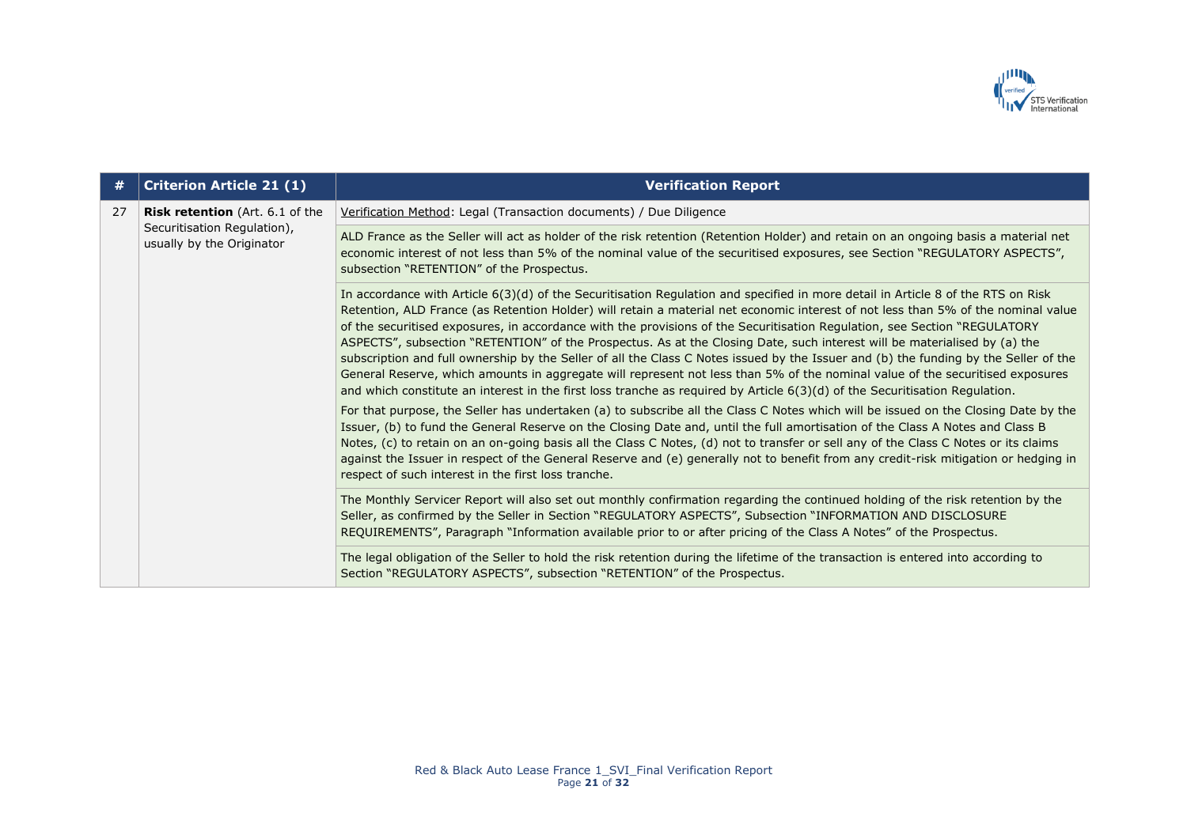| # | Criterion Article 21 (1) | Verification Report |
|---|---|---|
| 27 | **Risk retention** (Art. 6.1 of the Securitisation Regulation), usually by the Originator | Verification Method: Legal (Transaction documents) / Due Diligence |
| | | ALD France as the Seller will act as holder of the risk retention (Retention Holder) and retain on an ongoing basis a material net economic interest of not less than 5% of the nominal value of the securitised exposures, see Section "REGULATORY ASPECTS", subsection "RETENTION" of the Prospectus. |
| | | In accordance with Article 6(3)(d) of the Securitisation Regulation and specified in more detail in Article 8 of the RTS on Risk Retention, ALD France (as Retention Holder) will retain a material net economic interest of not less than 5% of the nominal value of the securitised exposures, in accordance with the provisions of the Securitisation Regulation, see Section "REGULATORY ASPECTS", subsection "RETENTION" of the Prospectus. As at the Closing Date, such interest will be materialised by (a) the subscription and full ownership by the Seller of all the Class C Notes issued by the Issuer and (b) the funding by the Seller of the General Reserve, which amounts in aggregate will represent not less than 5% of the nominal value of the securitised exposures and which constitute an interest in the first loss tranche as required by Article 6(3)(d) of the Securitisation Regulation.<br><br>For that purpose, the Seller has undertaken (a) to subscribe all the Class C Notes which will be issued on the Closing Date by the Issuer, (b) to fund the General Reserve on the Closing Date and, until the full amortisation of the Class A Notes and Class B Notes, (c) to retain on an on-going basis all the Class C Notes, (d) not to transfer or sell any of the Class C Notes or its claims against the Issuer in respect of the General Reserve and (e) generally not to benefit from any credit-risk mitigation or hedging in respect of such interest in the first loss tranche. |
| | | The Monthly Servicer Report will also set out monthly confirmation regarding the continued holding of the risk retention by the Seller, as confirmed by the Seller in Section "REGULATORY ASPECTS", Subsection "INFORMATION AND DISCLOSURE REQUIREMENTS", Paragraph "Information available prior to or after pricing of the Class A Notes" of the Prospectus. |
| | | The legal obligation of the Seller to hold the risk retention during the lifetime of the transaction is entered into according to Section "REGULATORY ASPECTS", subsection "RETENTION" of the Prospectus. |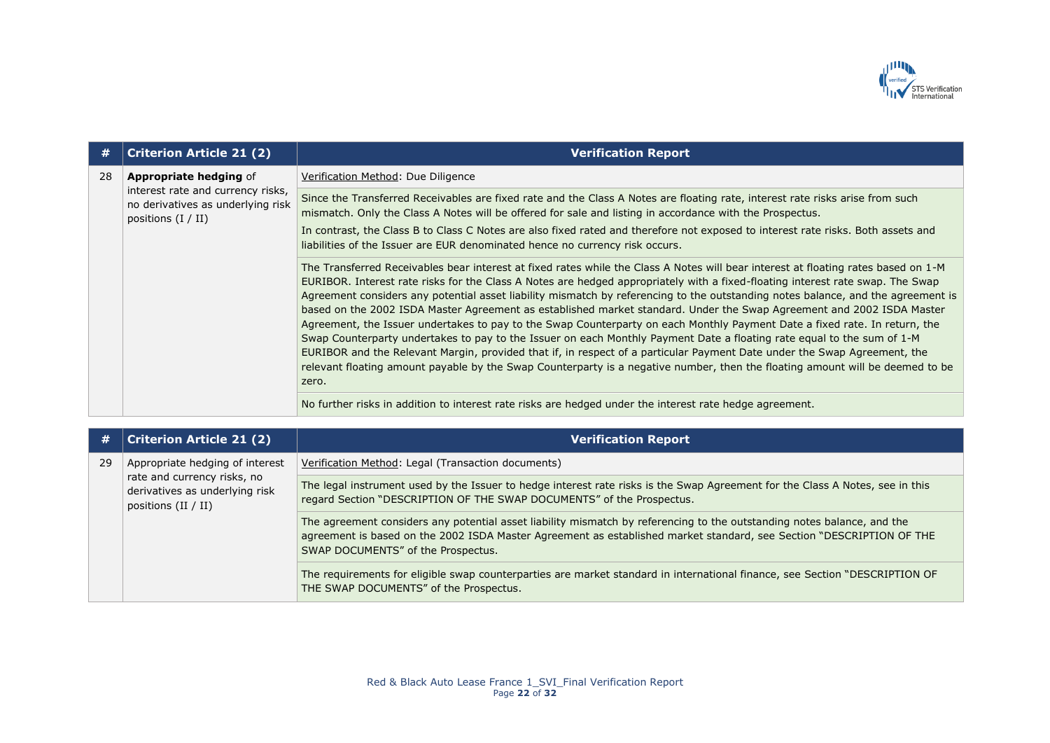| # | Criterion Article 21 (2) | Verification Report |
|---|---|---|
| 28 | **Appropriate hedging** of interest rate and currency risks, no derivatives as underlying risk positions (I / II) | Verification Method: Due Diligence |
| | | Since the Transferred Receivables are fixed rate and the Class A Notes are floating rate, interest rate risks arise from such mismatch. Only the Class A Notes will be offered for sale and listing in accordance with the Prospectus. In contrast, the Class B to Class C Notes are also fixed rated and therefore not exposed to interest rate risks. Both assets and liabilities of the Issuer are EUR denominated hence no currency risk occurs. |
| | | The Transferred Receivables bear interest at fixed rates while the Class A Notes will bear interest at floating rates based on 1-M EURIBOR. Interest rate risks for the Class A Notes are hedged appropriately with a fixed-floating interest rate swap. The Swap Agreement considers any potential asset liability mismatch by referencing to the outstanding notes balance, and the agreement is based on the 2002 ISDA Master Agreement as established market standard. Under the Swap Agreement and 2002 ISDA Master Agreement, the Issuer undertakes to pay to the Swap Counterparty on each Monthly Payment Date a fixed rate. In return, the Swap Counterparty undertakes to pay to the Issuer on each Monthly Payment Date a floating rate equal to the sum of 1-M EURIBOR and the Relevant Margin, provided that if, in respect of a particular Payment Date under the Swap Agreement, the relevant floating amount payable by the Swap Counterparty is a negative number, then the floating amount will be deemed to be zero. |
| | | No further risks in addition to interest rate risks are hedged under the interest rate hedge agreement. |

| # | Criterion Article 21 (2) | Verification Report |
|---|---|---|
| 29 | Appropriate hedging of interest rate and currency risks, no derivatives as underlying risk positions (II / II) | Verification Method: Legal (Transaction documents) |
| | | The legal instrument used by the Issuer to hedge interest rate risks is the Swap Agreement for the Class A Notes, see in this regard Section "DESCRIPTION OF THE SWAP DOCUMENTS" of the Prospectus. |
| | | The agreement considers any potential asset liability mismatch by referencing to the outstanding notes balance, and the agreement is based on the 2002 ISDA Master Agreement as established market standard, see Section "DESCRIPTION OF THE SWAP DOCUMENTS" of the Prospectus. |
| | | The requirements for eligible swap counterparties are market standard in international finance, see Section "DESCRIPTION OF THE SWAP DOCUMENTS" of the Prospectus. |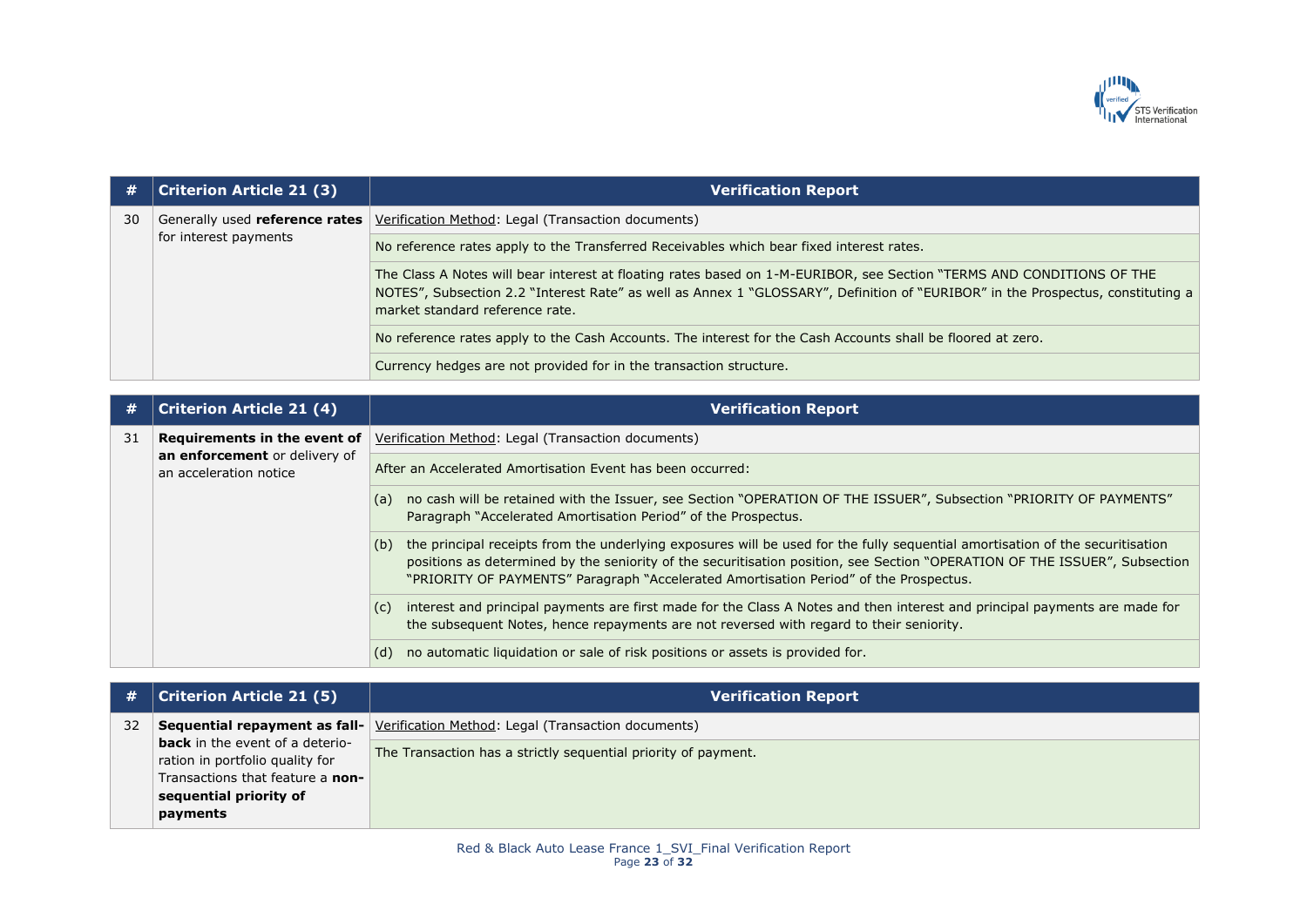| # | Criterion Article 21 (3) | Verification Report |
|---|---|---|
| 30 | Generally used **reference rates** for interest payments | Verification Method: Legal (Transaction documents) |
| | | No reference rates apply to the Transferred Receivables which bear fixed interest rates. |
| | | The Class A Notes will bear interest at floating rates based on 1-M-EURIBOR, see Section "TERMS AND CONDITIONS OF THE NOTES", Subsection 2.2 "Interest Rate" as well as Annex 1 "GLOSSARY", Definition of "EURIBOR" in the Prospectus, constituting a market standard reference rate. |
| | | No reference rates apply to the Cash Accounts. The interest for the Cash Accounts shall be floored at zero. |
| | | Currency hedges are not provided for in the transaction structure. |

| # | Criterion Article 21 (4) | Verification Report |
|---|---|---|
| 31 | **Requirements in the event of an enforcement** or delivery of an acceleration notice | Verification Method: Legal (Transaction documents) |
| | | After an Accelerated Amortisation Event has been occurred: |
| | | (a) no cash will be retained with the Issuer, see Section "OPERATION OF THE ISSUER", Subsection "PRIORITY OF PAYMENTS" Paragraph "Accelerated Amortisation Period" of the Prospectus. |
| | | (b) the principal receipts from the underlying exposures will be used for the fully sequential amortisation of the securitisation positions as determined by the seniority of the securitisation position, see Section "OPERATION OF THE ISSUER", Subsection "PRIORITY OF PAYMENTS" Paragraph "Accelerated Amortisation Period" of the Prospectus. |
| | | (c) interest and principal payments are first made for the Class A Notes and then interest and principal payments are made for the subsequent Notes, hence repayments are not reversed with regard to their seniority. |
| | | (d) no automatic liquidation or sale of risk positions or assets is provided for. |

| # | Criterion Article 21 (5) | Verification Report |
|---|---|---|
| 32 | **Sequential repayment as fall-back** in the event of a deterioration in portfolio quality for Transactions that feature a **non-sequential priority of payments** | Verification Method: Legal (Transaction documents) |
| | | The Transaction has a strictly sequential priority of payment. |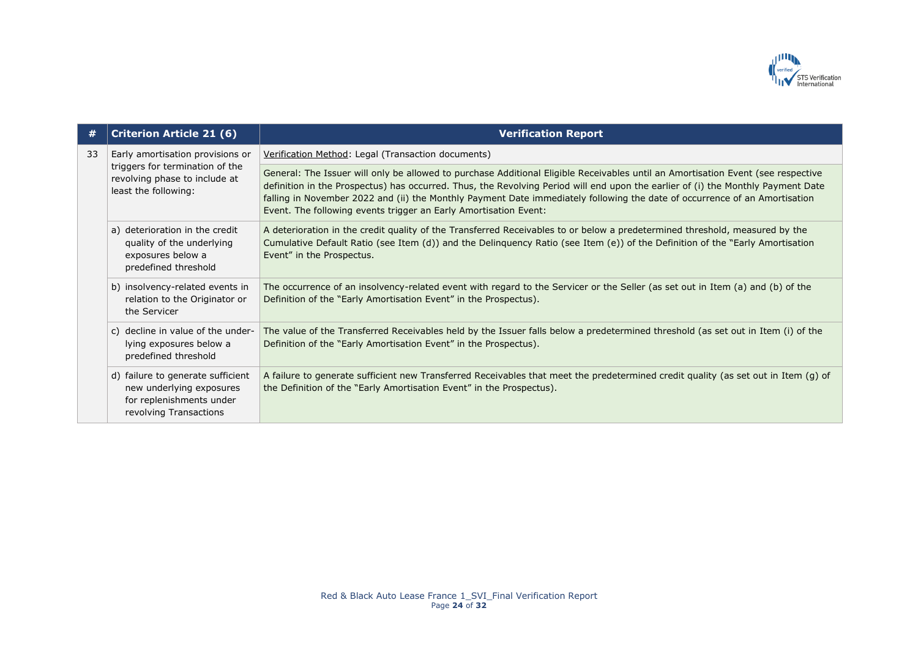| # | Criterion Article 21 (6) | Verification Report |
|---|---|---|
| 33 | Early amortisation provisions or triggers for termination of the revolving phase to include at least the following: | Verification Method: Legal (Transaction documents) |
| | | General: The Issuer will only be allowed to purchase Additional Eligible Receivables until an Amortisation Event (see respective definition in the Prospectus) has occurred. Thus, the Revolving Period will end upon the earlier of (i) the Monthly Payment Date falling in November 2022 and (ii) the Monthly Payment Date immediately following the date of occurrence of an Amortisation Event. The following events trigger an Early Amortisation Event: |
| | a) deterioration in the credit quality of the underlying exposures below a predefined threshold | A deterioration in the credit quality of the Transferred Receivables to or below a predetermined threshold, measured by the Cumulative Default Ratio (see Item (d)) and the Delinquency Ratio (see Item (e)) of the Definition of the "Early Amortisation Event" in the Prospectus. |
| | b) insolvency-related events in relation to the Originator or the Servicer | The occurrence of an insolvency-related event with regard to the Servicer or the Seller (as set out in Item (a) and (b) of the Definition of the "Early Amortisation Event" in the Prospectus). |
| | c) decline in value of the under-lying exposures below a predefined threshold | The value of the Transferred Receivables held by the Issuer falls below a predetermined threshold (as set out in Item (i) of the Definition of the "Early Amortisation Event" in the Prospectus). |
| | d) failure to generate sufficient new underlying exposures for replenishments under revolving Transactions | A failure to generate sufficient new Transferred Receivables that meet the predetermined credit quality (as set out in Item (g) of the Definition of the "Early Amortisation Event" in the Prospectus). |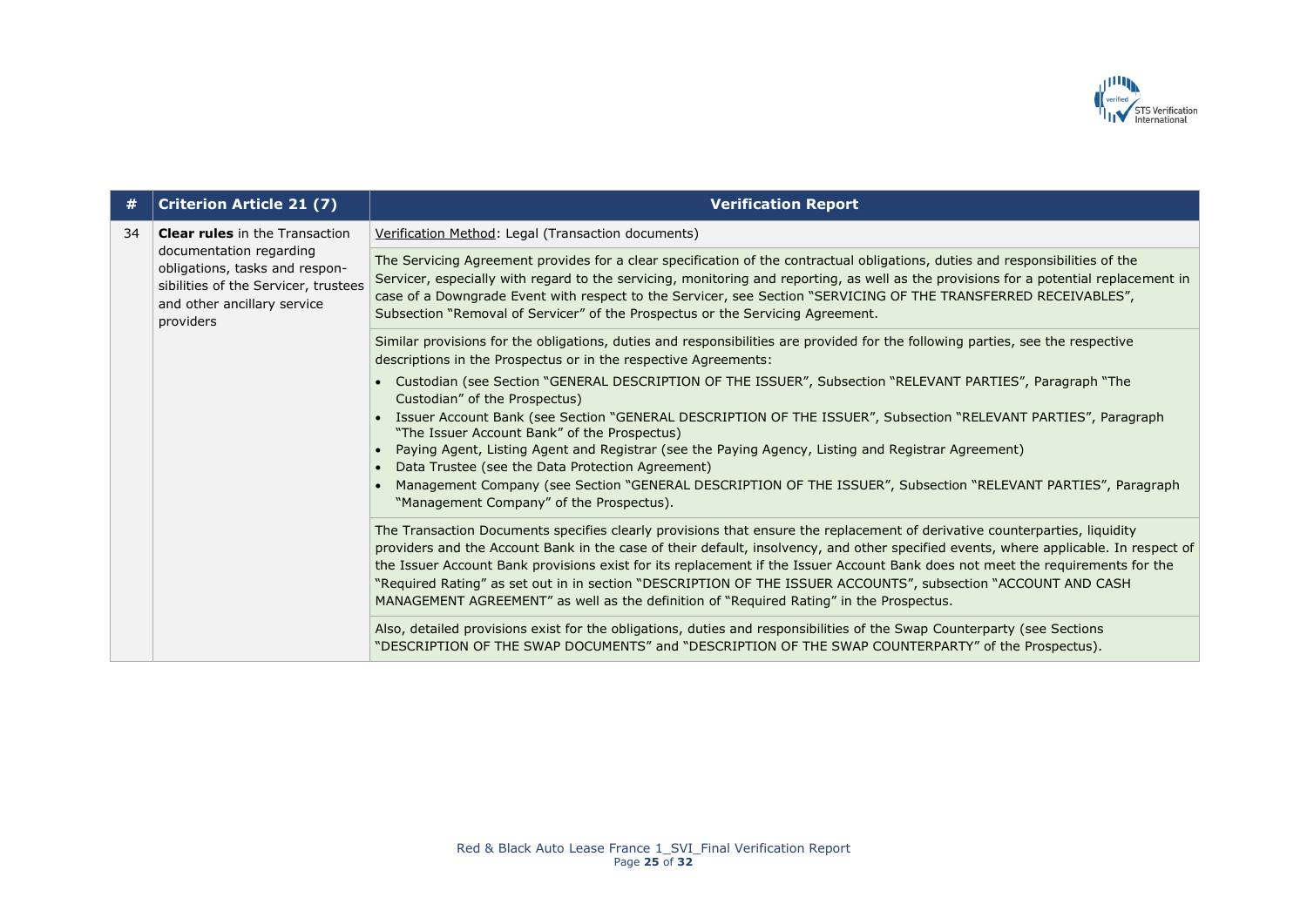| # | Criterion Article 21 (7) | Verification Report |
|---|---|---|
| 34 | **Clear rules** in the Transaction documentation regarding obligations, tasks and respon-sibilities of the Servicer, trustees and other ancillary service providers | Verification Method: Legal (Transaction documents) |
| | | The Servicing Agreement provides for a clear specification of the contractual obligations, duties and responsibilities of the Servicer, especially with regard to the servicing, monitoring and reporting, as well as the provisions for a potential replacement in case of a Downgrade Event with respect to the Servicer, see Section "SERVICING OF THE TRANSFERRED RECEIVABLES", Subsection "Removal of Servicer" of the Prospectus or the Servicing Agreement. |
| | | Similar provisions for the obligations, duties and responsibilities are provided for the following parties, see the respective descriptions in the Prospectus or in the respective Agreements:<br>• Custodian (see Section "GENERAL DESCRIPTION OF THE ISSUER", Subsection "RELEVANT PARTIES", Paragraph "The Custodian" of the Prospectus)<br>• Issuer Account Bank (see Section "GENERAL DESCRIPTION OF THE ISSUER", Subsection "RELEVANT PARTIES", Paragraph "The Issuer Account Bank" of the Prospectus)<br>• Paying Agent, Listing Agent and Registrar (see the Paying Agency, Listing and Registrar Agreement)<br>• Data Trustee (see the Data Protection Agreement)<br>• Management Company (see Section "GENERAL DESCRIPTION OF THE ISSUER", Subsection "RELEVANT PARTIES", Paragraph "Management Company" of the Prospectus). |
| | | The Transaction Documents specifies clearly provisions that ensure the replacement of derivative counterparties, liquidity providers and the Account Bank in the case of their default, insolvency, and other specified events, where applicable. In respect of the Issuer Account Bank provisions exist for its replacement if the Issuer Account Bank does not meet the requirements for the "Required Rating" as set out in in section "DESCRIPTION OF THE ISSUER ACCOUNTS", subsection "ACCOUNT AND CASH MANAGEMENT AGREEMENT" as well as the definition of "Required Rating" in the Prospectus. |
| | | Also, detailed provisions exist for the obligations, duties and responsibilities of the Swap Counterparty (see Sections "DESCRIPTION OF THE SWAP DOCUMENTS" and "DESCRIPTION OF THE SWAP COUNTERPARTY" of the Prospectus). |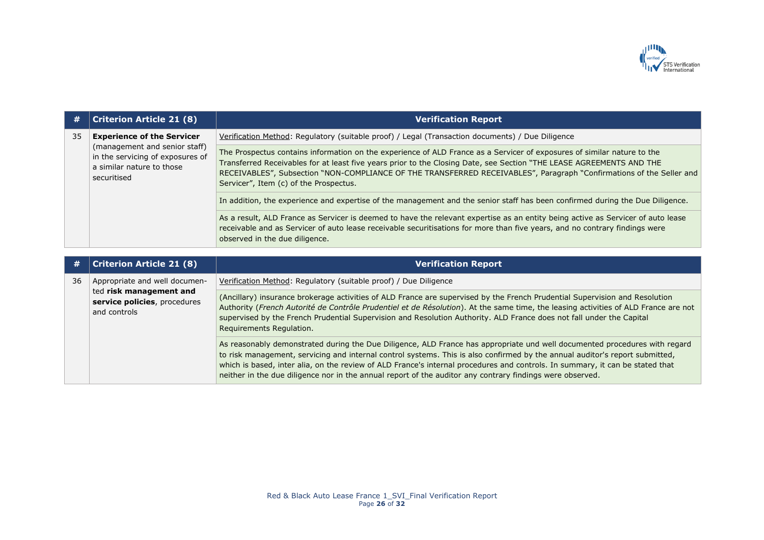| # | Criterion Article 21 (8) | Verification Report |
|---|---|---|
| 35 | **Experience of the Servicer** (management and senior staff) in the servicing of exposures of a similar nature to those securitised | Verification Method: Regulatory (suitable proof) / Legal (Transaction documents) / Due Diligence |
| | | The Prospectus contains information on the experience of ALD France as a Servicer of exposures of similar nature to the Transferred Receivables for at least five years prior to the Closing Date, see Section "THE LEASE AGREEMENTS AND THE RECEIVABLES", Subsection "NON-COMPLIANCE OF THE TRANSFERRED RECEIVABLES", Paragraph "Confirmations of the Seller and Servicer", Item (c) of the Prospectus. |
| | | In addition, the experience and expertise of the management and the senior staff has been confirmed during the Due Diligence. |
| | | As a result, ALD France as Servicer is deemed to have the relevant expertise as an entity being active as Servicer of auto lease receivable and as Servicer of auto lease receivable securitisations for more than five years, and no contrary findings were observed in the due diligence. |

| # | Criterion Article 21 (8) | Verification Report |
|---|---|---|
| 36 | Appropriate and well documented **risk management and service policies**, procedures and controls | Verification Method: Regulatory (suitable proof) / Due Diligence |
| | | (Ancillary) insurance brokerage activities of ALD France are supervised by the French Prudential Supervision and Resolution Authority (*French Autorité de Contrôle Prudentiel et de Résolution*). At the same time, the leasing activities of ALD France are not supervised by the French Prudential Supervision and Resolution Authority. ALD France does not fall under the Capital Requirements Regulation. |
| | | As reasonably demonstrated during the Due Diligence, ALD France has appropriate und well documented procedures with regard to risk management, servicing and internal control systems. This is also confirmed by the annual auditor's report submitted, which is based, inter alia, on the review of ALD France's internal procedures and controls. In summary, it can be stated that neither in the due diligence nor in the annual report of the auditor any contrary findings were observed. |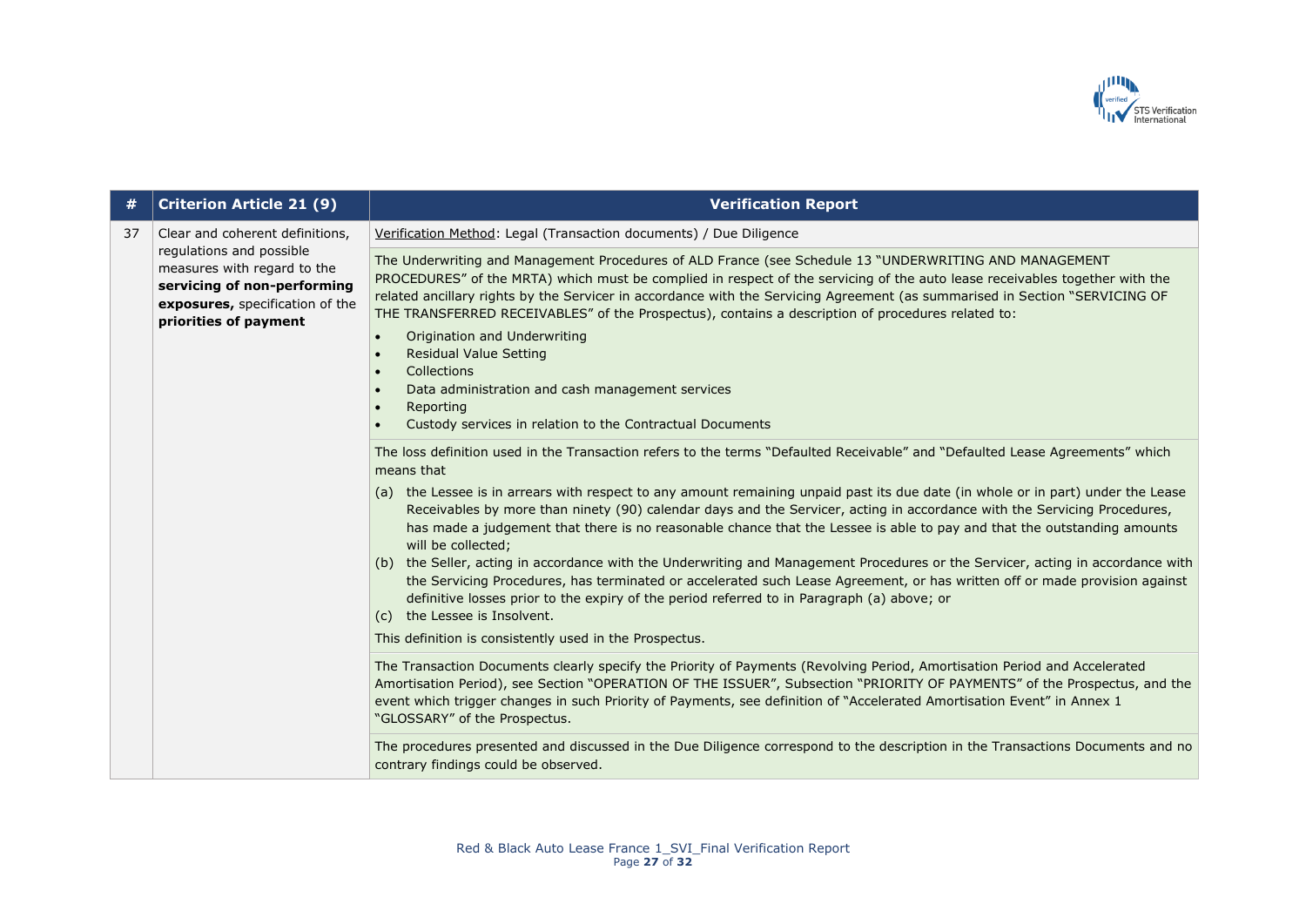| # | Criterion Article 21 (9) | Verification Report |
|---|---|---|
| 37 | Clear and coherent definitions, regulations and possible measures with regard to the **servicing of non-performing exposures,** specification of the **priorities of payment** | Verification Method: Legal (Transaction documents) / Due Diligence |
| | | The Underwriting and Management Procedures of ALD France (see Schedule 13 "UNDERWRITING AND MANAGEMENT PROCEDURES" of the MRTA) which must be complied in respect of the servicing of the auto lease receivables together with the related ancillary rights by the Servicer in accordance with the Servicing Agreement (as summarised in Section "SERVICING OF THE TRANSFERRED RECEIVABLES" of the Prospectus), contains a description of procedures related to:<br>• Origination and Underwriting<br>• Residual Value Setting<br>• Collections<br>• Data administration and cash management services<br>• Reporting<br>• Custody services in relation to the Contractual Documents |
| | | The loss definition used in the Transaction refers to the terms "Defaulted Receivable" and "Defaulted Lease Agreements" which means that<br>(a) the Lessee is in arrears with respect to any amount remaining unpaid past its due date (in whole or in part) under the Lease Receivables by more than ninety (90) calendar days and the Servicer, acting in accordance with the Servicing Procedures, has made a judgement that there is no reasonable chance that the Lessee is able to pay and that the outstanding amounts will be collected;<br>(b) the Seller, acting in accordance with the Underwriting and Management Procedures or the Servicer, acting in accordance with the Servicing Procedures, has terminated or accelerated such Lease Agreement, or has written off or made provision against definitive losses prior to the expiry of the period referred to in Paragraph (a) above; or<br>(c) the Lessee is Insolvent.<br>This definition is consistently used in the Prospectus. |
| | | The Transaction Documents clearly specify the Priority of Payments (Revolving Period, Amortisation Period and Accelerated Amortisation Period), see Section "OPERATION OF THE ISSUER", Subsection "PRIORITY OF PAYMENTS" of the Prospectus, and the event which trigger changes in such Priority of Payments, see definition of "Accelerated Amortisation Event" in Annex 1 "GLOSSARY" of the Prospectus. |
| | | The procedures presented and discussed in the Due Diligence correspond to the description in the Transactions Documents and no contrary findings could be observed. |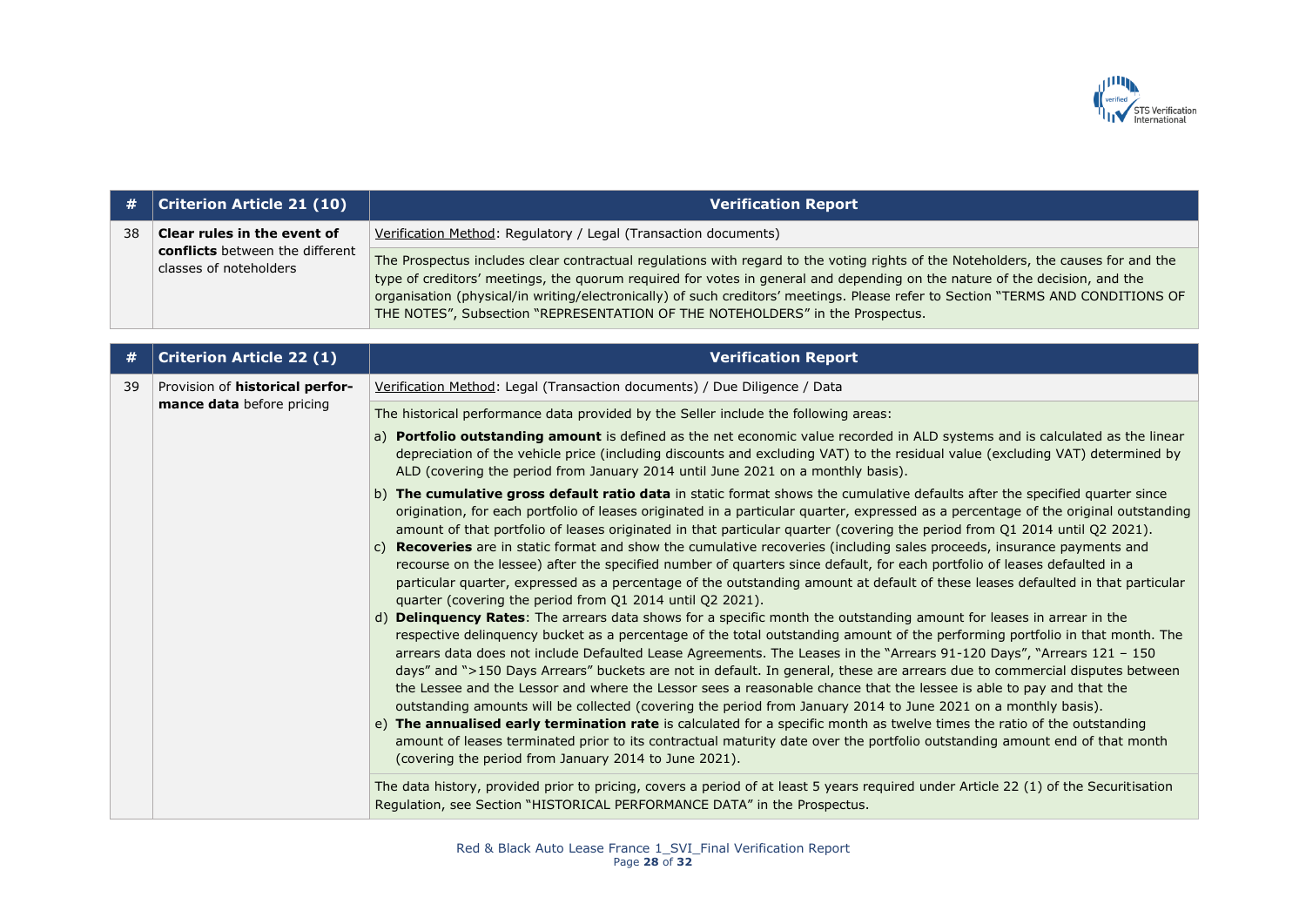| # | Criterion Article 21 (10) | Verification Report |
|---|---|---|
| 38 | **Clear rules in the event of conflicts** between the different classes of noteholders | Verification Method: Regulatory / Legal (Transaction documents) |
| | | The Prospectus includes clear contractual regulations with regard to the voting rights of the Noteholders, the causes for and the type of creditors' meetings, the quorum required for votes in general and depending on the nature of the decision, and the organisation (physical/in writing/electronically) of such creditors' meetings. Please refer to Section "TERMS AND CONDITIONS OF THE NOTES", Subsection "REPRESENTATION OF THE NOTEHOLDERS" in the Prospectus. |

| # | Criterion Article 22 (1) | Verification Report |
|---|---|---|
| 39 | Provision of **historical performance data** before pricing | Verification Method: Legal (Transaction documents) / Due Diligence / Data |
| | | The historical performance data provided by the Seller include the following areas:<br>a) **Portfolio outstanding amount** is defined as the net economic value recorded in ALD systems and is calculated as the linear depreciation of the vehicle price (including discounts and excluding VAT) to the residual value (excluding VAT) determined by ALD (covering the period from January 2014 until June 2021 on a monthly basis).<br>b) **The cumulative gross default ratio data** in static format shows the cumulative defaults after the specified quarter since origination, for each portfolio of leases originated in a particular quarter, expressed as a percentage of the original outstanding amount of that portfolio of leases originated in that particular quarter (covering the period from Q1 2014 until Q2 2021).<br>c) **Recoveries** are in static format and show the cumulative recoveries (including sales proceeds, insurance payments and recourse on the lessee) after the specified number of quarters since default, for each portfolio of leases defaulted in a particular quarter, expressed as a percentage of the outstanding amount at default of these leases defaulted in that particular quarter (covering the period from Q1 2014 until Q2 2021).<br>d) **Delinquency Rates**: The arrears data shows for a specific month the outstanding amount for leases in arrear in the respective delinquency bucket as a percentage of the total outstanding amount of the performing portfolio in that month. The arrears data does not include Defaulted Lease Agreements. The Leases in the "Arrears 91-120 Days", "Arrears 121 – 150 days" and ">150 Days Arrears" buckets are not in default. In general, these are arrears due to commercial disputes between the Lessee and the Lessor and where the Lessor sees a reasonable chance that the lessee is able to pay and that the outstanding amounts will be collected (covering the period from January 2014 to June 2021 on a monthly basis).<br>e) **The annualised early termination rate** is calculated for a specific month as twelve times the ratio of the outstanding amount of leases terminated prior to its contractual maturity date over the portfolio outstanding amount end of that month (covering the period from January 2014 to June 2021). |
| | | The data history, provided prior to pricing, covers a period of at least 5 years required under Article 22 (1) of the Securitisation Regulation, see Section "HISTORICAL PERFORMANCE DATA" in the Prospectus. |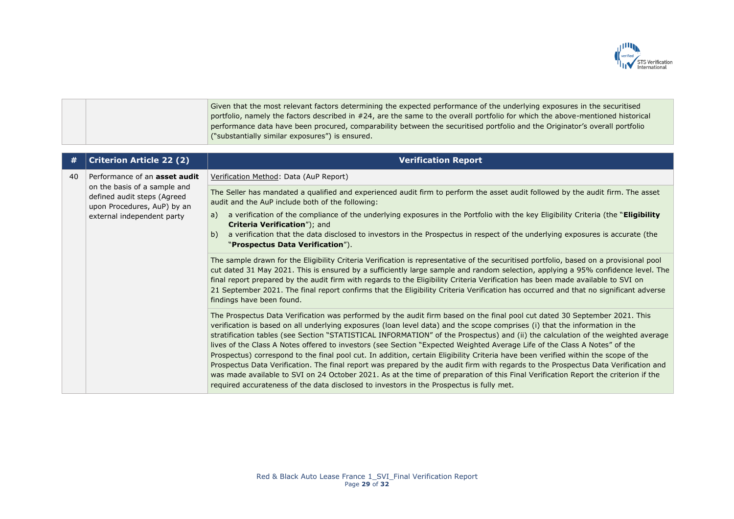| | | |
|---|---|---|
| | | Given that the most relevant factors determining the expected performance of the underlying exposures in the securitised portfolio, namely the factors described in #24, are the same to the overall portfolio for which the above-mentioned historical performance data have been procured, comparability between the securitised portfolio and the Originator's overall portfolio ("substantially similar exposures") is ensured. |

| # | Criterion Article 22 (2) | Verification Report |
|---|---|---|
| 40 | Performance of an **asset audit** on the basis of a sample and defined audit steps (Agreed upon Procedures, AuP) by an external independent party | Verification Method: Data (AuP Report) |
| | | The Seller has mandated a qualified and experienced audit firm to perform the asset audit followed by the audit firm. The asset audit and the AuP include both of the following:<br>a) a verification of the compliance of the underlying exposures in the Portfolio with the key Eligibility Criteria (the "**Eligibility Criteria Verification**"); and<br>b) a verification that the data disclosed to investors in the Prospectus in respect of the underlying exposures is accurate (the "**Prospectus Data Verification**"). |
| | | The sample drawn for the Eligibility Criteria Verification is representative of the securitised portfolio, based on a provisional pool cut dated 31 May 2021. This is ensured by a sufficiently large sample and random selection, applying a 95% confidence level. The final report prepared by the audit firm with regards to the Eligibility Criteria Verification has been made available to SVI on 21 September 2021. The final report confirms that the Eligibility Criteria Verification has occurred and that no significant adverse findings have been found. |
| | | The Prospectus Data Verification was performed by the audit firm based on the final pool cut dated 30 September 2021. This verification is based on all underlying exposures (loan level data) and the scope comprises (i) that the information in the stratification tables (see Section "STATISTICAL INFORMATION" of the Prospectus) and (ii) the calculation of the weighted average lives of the Class A Notes offered to investors (see Section "Expected Weighted Average Life of the Class A Notes" of the Prospectus) correspond to the final pool cut. In addition, certain Eligibility Criteria have been verified within the scope of the Prospectus Data Verification. The final report was prepared by the audit firm with regards to the Prospectus Data Verification and was made available to SVI on 24 October 2021. As at the time of preparation of this Final Verification Report the criterion if the required accurateness of the data disclosed to investors in the Prospectus is fully met. |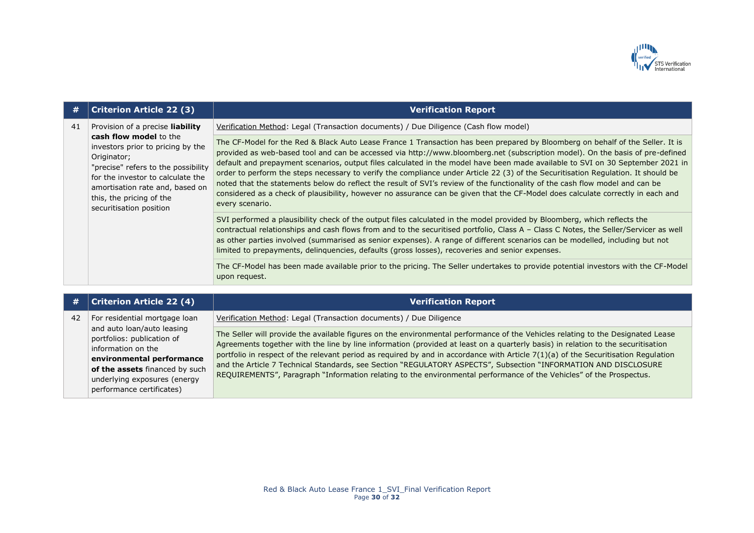| # | Criterion Article 22 (3) | Verification Report |
|---|---|---|
| 41 | Provision of a precise **liability cash flow model** to the investors prior to pricing by the Originator;<br>"precise" refers to the possibility for the investor to calculate the amortisation rate and, based on this, the pricing of the securitisation position | Verification Method: Legal (Transaction documents) / Due Diligence (Cash flow model) |
| | | The CF-Model for the Red & Black Auto Lease France 1 Transaction has been prepared by Bloomberg on behalf of the Seller. It is provided as web-based tool and can be accessed via http://www.bloomberg.net (subscription model). On the basis of pre-defined default and prepayment scenarios, output files calculated in the model have been made available to SVI on 30 September 2021 in order to perform the steps necessary to verify the compliance under Article 22 (3) of the Securitisation Regulation. It should be noted that the statements below do reflect the result of SVI's review of the functionality of the cash flow model and can be considered as a check of plausibility, however no assurance can be given that the CF-Model does calculate correctly in each and every scenario. |
| | | SVI performed a plausibility check of the output files calculated in the model provided by Bloomberg, which reflects the contractual relationships and cash flows from and to the securitised portfolio, Class A – Class C Notes, the Seller/Servicer as well as other parties involved (summarised as senior expenses). A range of different scenarios can be modelled, including but not limited to prepayments, delinquencies, defaults (gross losses), recoveries and senior expenses. |
| | | The CF-Model has been made available prior to the pricing. The Seller undertakes to provide potential investors with the CF-Model upon request. |

| # | Criterion Article 22 (4) | Verification Report |
|---|---|---|
| 42 | For residential mortgage loan and auto loan/auto leasing portfolios: publication of information on the **environmental performance of the assets** financed by such underlying exposures (energy performance certificates) | Verification Method: Legal (Transaction documents) / Due Diligence |
| | | The Seller will provide the available figures on the environmental performance of the Vehicles relating to the Designated Lease Agreements together with the line by line information (provided at least on a quarterly basis) in relation to the securitisation portfolio in respect of the relevant period as required by and in accordance with Article 7(1)(a) of the Securitisation Regulation and the Article 7 Technical Standards, see Section "REGULATORY ASPECTS", Subsection "INFORMATION AND DISCLOSURE REQUIREMENTS", Paragraph "Information relating to the environmental performance of the Vehicles" of the Prospectus. |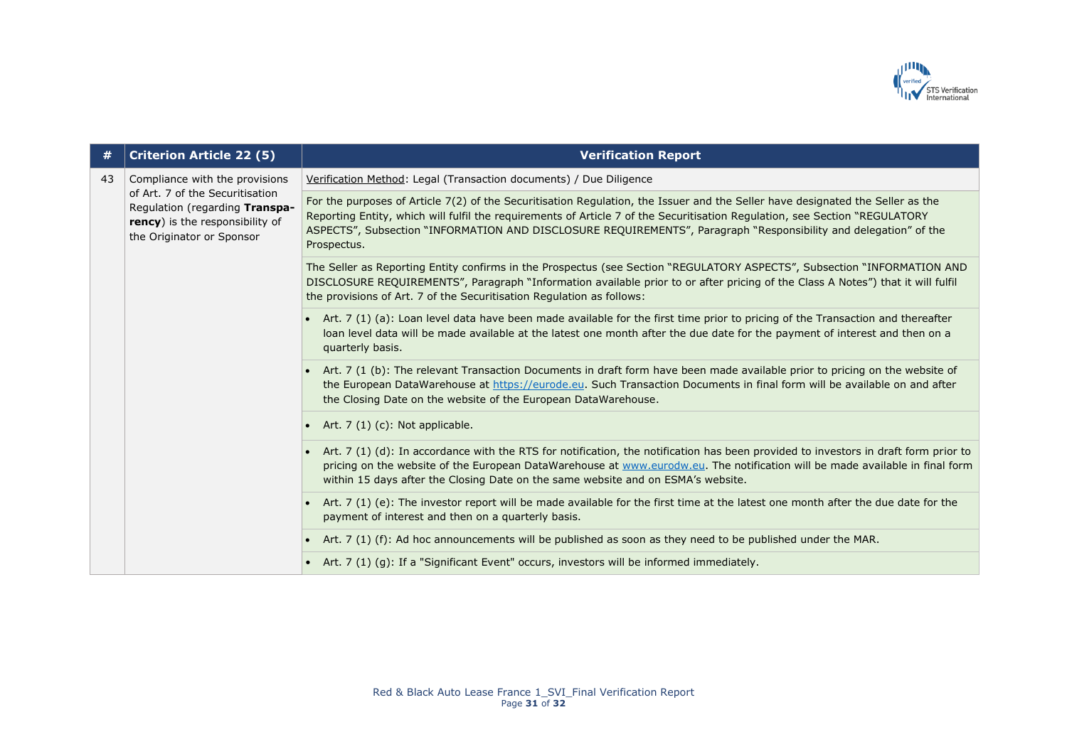| # | Criterion Article 22 (5) | Verification Report |
|---|---|---|
| 43 | Compliance with the provisions of Art. 7 of the Securitisation Regulation (regarding **Transparency**) is the responsibility of the Originator or Sponsor | Verification Method: Legal (Transaction documents) / Due Diligence |
| | | For the purposes of Article 7(2) of the Securitisation Regulation, the Issuer and the Seller have designated the Seller as the Reporting Entity, which will fulfil the requirements of Article 7 of the Securitisation Regulation, see Section "REGULATORY ASPECTS", Subsection "INFORMATION AND DISCLOSURE REQUIREMENTS", Paragraph "Responsibility and delegation" of the Prospectus. |
| | | The Seller as Reporting Entity confirms in the Prospectus (see Section "REGULATORY ASPECTS", Subsection "INFORMATION AND DISCLOSURE REQUIREMENTS", Paragraph "Information available prior to or after pricing of the Class A Notes") that it will fulfil the provisions of Art. 7 of the Securitisation Regulation as follows: |
| | | • Art. 7 (1) (a): Loan level data have been made available for the first time prior to pricing of the Transaction and thereafter loan level data will be made available at the latest one month after the due date for the payment of interest and then on a quarterly basis. |
| | | • Art. 7 (1 (b): The relevant Transaction Documents in draft form have been made available prior to pricing on the website of the European DataWarehouse at https://eurode.eu. Such Transaction Documents in final form will be available on and after the Closing Date on the website of the European DataWarehouse. |
| | | • Art. 7 (1) (c): Not applicable. |
| | | • Art. 7 (1) (d): In accordance with the RTS for notification, the notification has been provided to investors in draft form prior to pricing on the website of the European DataWarehouse at www.eurodw.eu. The notification will be made available in final form within 15 days after the Closing Date on the same website and on ESMA's website. |
| | | • Art. 7 (1) (e): The investor report will be made available for the first time at the latest one month after the due date for the payment of interest and then on a quarterly basis. |
| | | • Art. 7 (1) (f): Ad hoc announcements will be published as soon as they need to be published under the MAR. |
| | | • Art. 7 (1) (g): If a "Significant Event" occurs, investors will be informed immediately. |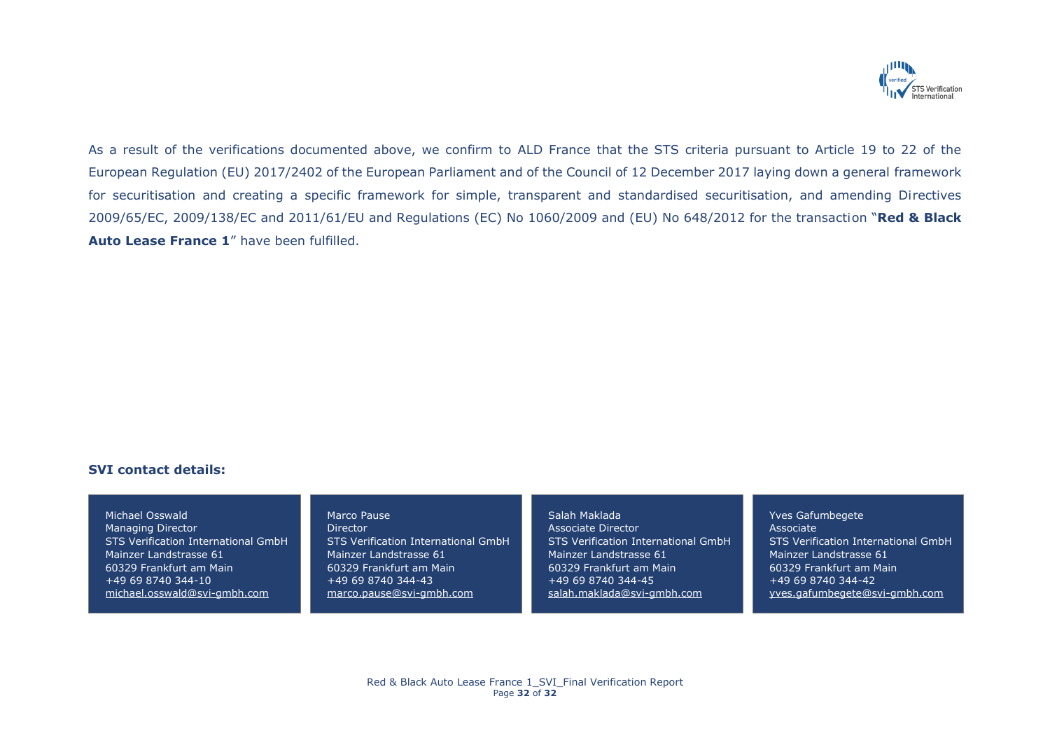As a result of the verifications documented above, we confirm to ALD France that the STS criteria pursuant to Article 19 to 22 of the European Regulation (EU) 2017/2402 of the European Parliament and of the Council of 12 December 2017 laying down a general framework for securitisation and creating a specific framework for simple, transparent and standardised securitisation, and amending Directives 2009/65/EC, 2009/138/EC and 2011/61/EU and Regulations (EC) No 1060/2009 and (EU) No 648/2012 for the transaction "**Red & Black Auto Lease France 1**" have been fulfilled.

**SVI contact details:**

| | | | |
|---|---|---|---|
| Michael Osswald<br>Managing Director<br>STS Verification International GmbH<br>Mainzer Landstrasse 61<br>60329 Frankfurt am Main<br>+49 69 8740 344-10<br>michael.osswald@svi-gmbh.com | Marco Pause<br>Director<br>STS Verification International GmbH<br>Mainzer Landstrasse 61<br>60329 Frankfurt am Main<br>+49 69 8740 344-43<br>marco.pause@svi-gmbh.com | Salah Maklada<br>Associate Director<br>STS Verification International GmbH<br>Mainzer Landstrasse 61<br>60329 Frankfurt am Main<br>+49 69 8740 344-45<br>salah.maklada@svi-gmbh.com | Yves Gafumbegete<br>Associate<br>STS Verification International GmbH<br>Mainzer Landstrasse 61<br>60329 Frankfurt am Main<br>+49 69 8740 344-42<br>yves.gafumbegete@svi-gmbh.com |